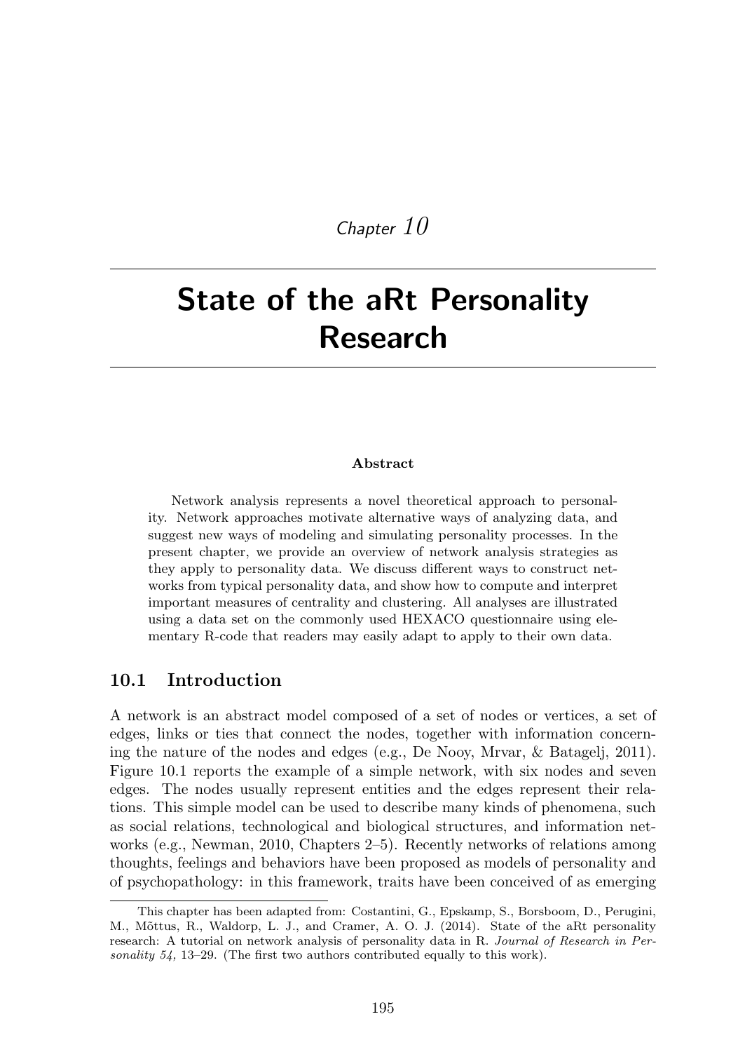*Chapter 10*

# State of the aRt Personality Research

**Abstract**

Network analysis represents a novel theoretical approach to personality. Network approaches motivate alternative ways of analyzing data, and suggest new ways of modeling and simulating personality processes. In the present chapter, we provide an overview of network analysis strategies as they apply to personality data. We discuss different ways to construct networks from typical personality data, and show how to compute and interpret important measures of centrality and clustering. All analyses are illustrated using a data set on the commonly used HEXACO questionnaire using elementary R-code that readers may easily adapt to apply to their own data.

## 10.1 Introduction

A network is an abstract model composed of a set of nodes or vertices, a set of edges, links or ties that connect the nodes, together with information concerning the nature of the nodes and edges (e.g., De Nooy, Mrvar, & Batagelj, 2011). Figure 10.1 reports the example of a simple network, with six nodes and seven edges. The nodes usually represent entities and the edges represent their relations. This simple model can be used to describe many kinds of phenomena, such as social relations, technological and biological structures, and information networks (e.g., Newman, 2010, Chapters 2–5). Recently networks of relations among thoughts, feelings and behaviors have been proposed as models of personality and of psychopathology: in this framework, traits have been conceived of as emerging

This chapter has been adapted from: Costantini, G., Epskamp, S., Borsboom, D., Perugini, M., Mõttus, R., Waldorp, L. J., and Cramer, A. O. J. (2014). State of the aRt personality research: A tutorial on network analysis of personality data in R. *Journal of Research in Personality 54,* 13–29. (The first two authors contributed equally to this work).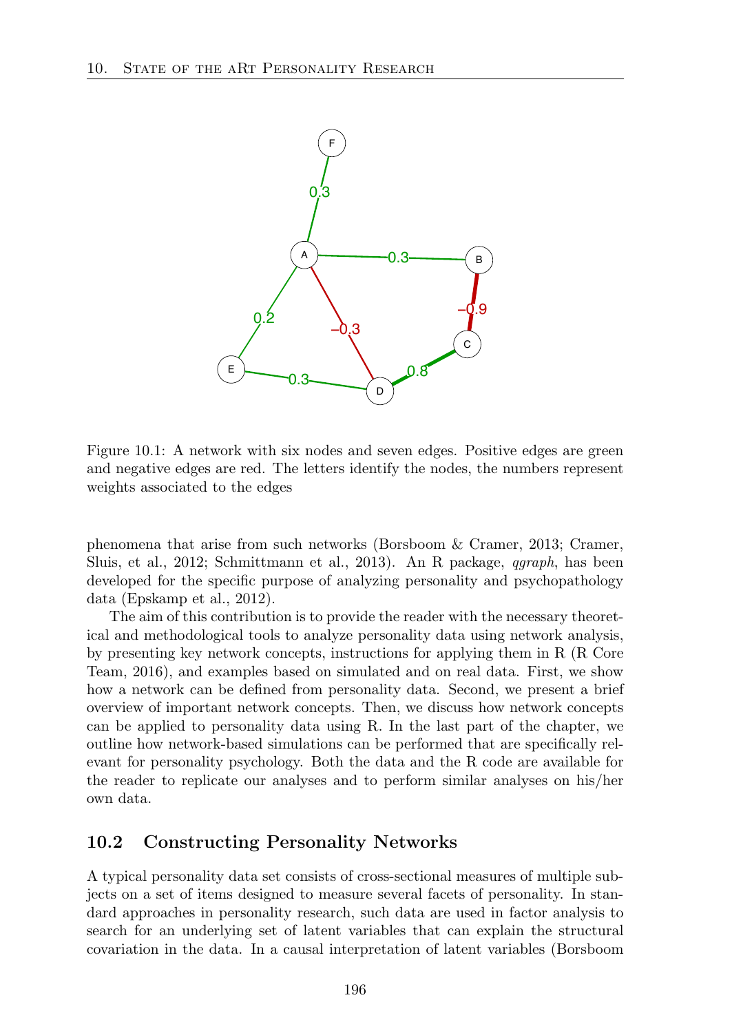Figure 10.1: A network with six nodes and seven edges. Positive edges are green and negative edges are red. The letters identify the nodes, the numbers represent weights associated to the edges

phenomena that arise from such networks (Borsboom & Cramer, 2013; Cramer, Sluis, et al., 2012; Schmittmann et al., 2013). An R package, *qgraph*, has been developed for the specific purpose of analyzing personality and psychopathology data (Epskamp et al., 2012).

The aim of this contribution is to provide the reader with the necessary theoretical and methodological tools to analyze personality data using network analysis, by presenting key network concepts, instructions for applying them in R (R Core Team, 2016), and examples based on simulated and on real data. First, we show how a network can be defined from personality data. Second, we present a brief overview of important network concepts. Then, we discuss how network concepts can be applied to personality data using R. In the last part of the chapter, we outline how network-based simulations can be performed that are specifically relevant for personality psychology. Both the data and the R code are available for the reader to replicate our analyses and to perform similar analyses on his/her own data.

## 10.2 Constructing Personality Networks

A typical personality data set consists of cross-sectional measures of multiple subjects on a set of items designed to measure several facets of personality. In standard approaches in personality research, such data are used in factor analysis to search for an underlying set of latent variables that can explain the structural covariation in the data. In a causal interpretation of latent variables (Borsboom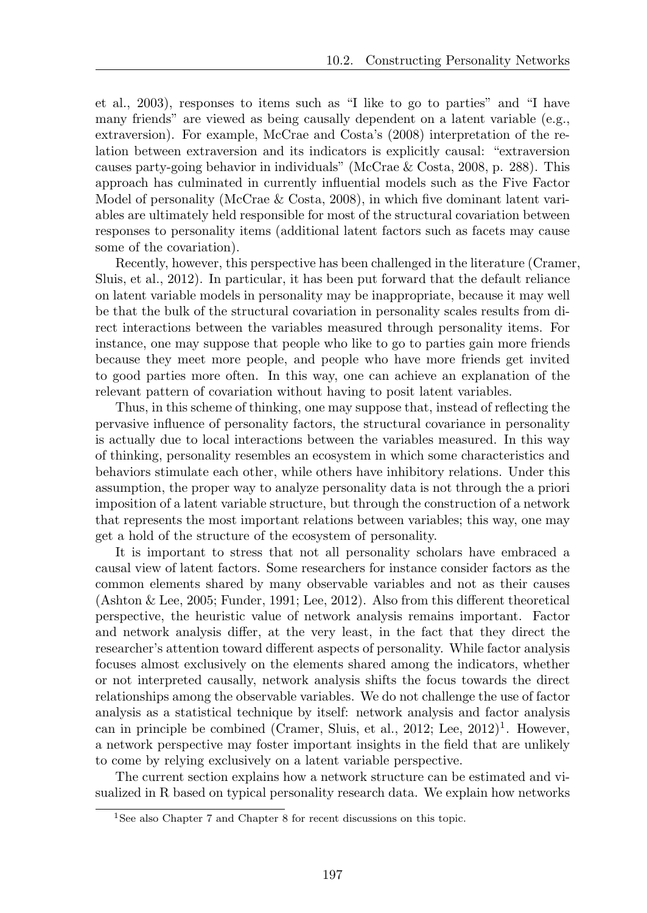et al., 2003), responses to items such as "I like to go to parties" and "I have many friends" are viewed as being causally dependent on a latent variable (e.g., extraversion). For example, McCrae and Costa's (2008) interpretation of the relation between extraversion and its indicators is explicitly causal: "extraversion causes party-going behavior in individuals" (McCrae & Costa, 2008, p. 288). This approach has culminated in currently influential models such as the Five Factor Model of personality (McCrae & Costa, 2008), in which five dominant latent variables are ultimately held responsible for most of the structural covariation between responses to personality items (additional latent factors such as facets may cause some of the covariation).

Recently, however, this perspective has been challenged in the literature (Cramer, Sluis, et al., 2012). In particular, it has been put forward that the default reliance on latent variable models in personality may be inappropriate, because it may well be that the bulk of the structural covariation in personality scales results from direct interactions between the variables measured through personality items. For instance, one may suppose that people who like to go to parties gain more friends because they meet more people, and people who have more friends get invited to good parties more often. In this way, one can achieve an explanation of the relevant pattern of covariation without having to posit latent variables.

Thus, in this scheme of thinking, one may suppose that, instead of reflecting the pervasive influence of personality factors, the structural covariance in personality is actually due to local interactions between the variables measured. In this way of thinking, personality resembles an ecosystem in which some characteristics and behaviors stimulate each other, while others have inhibitory relations. Under this assumption, the proper way to analyze personality data is not through the a priori imposition of a latent variable structure, but through the construction of a network that represents the most important relations between variables; this way, one may get a hold of the structure of the ecosystem of personality.

It is important to stress that not all personality scholars have embraced a causal view of latent factors. Some researchers for instance consider factors as the common elements shared by many observable variables and not as their causes (Ashton & Lee, 2005; Funder, 1991; Lee, 2012). Also from this different theoretical perspective, the heuristic value of network analysis remains important. Factor and network analysis differ, at the very least, in the fact that they direct the researcher's attention toward different aspects of personality. While factor analysis focuses almost exclusively on the elements shared among the indicators, whether or not interpreted causally, network analysis shifts the focus towards the direct relationships among the observable variables. We do not challenge the use of factor analysis as a statistical technique by itself: network analysis and factor analysis can in principle be combined (Cramer, Sluis, et al., 2012; Lee, 2012)[1]. However, a network perspective may foster important insights in the field that are unlikely to come by relying exclusively on a latent variable perspective.

The current section explains how a network structure can be estimated and visualized in R based on typical personality research data. We explain how networks

[1] See also Chapter 7 and Chapter 8 for recent discussions on this topic.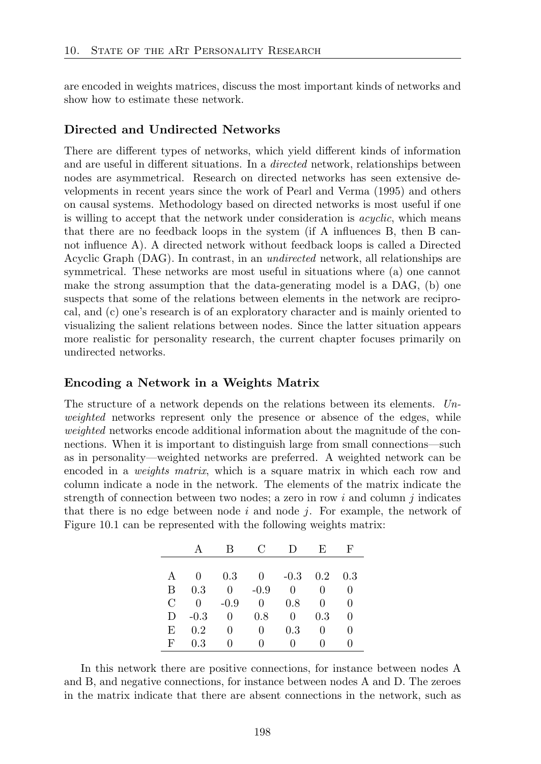are encoded in weights matrices, discuss the most important kinds of networks and show how to estimate these network.

### Directed and Undirected Networks

There are different types of networks, which yield different kinds of information and are useful in different situations. In a *directed* network, relationships between nodes are asymmetrical. Research on directed networks has seen extensive developments in recent years since the work of Pearl and Verma (1995) and others on causal systems. Methodology based on directed networks is most useful if one is willing to accept that the network under consideration is *acyclic*, which means that there are no feedback loops in the system (if A influences B, then B cannot influence A). A directed network without feedback loops is called a Directed Acyclic Graph (DAG). In contrast, in an *undirected* network, all relationships are symmetrical. These networks are most useful in situations where (a) one cannot make the strong assumption that the data-generating model is a DAG, (b) one suspects that some of the relations between elements in the network are reciprocal, and (c) one's research is of an exploratory character and is mainly oriented to visualizing the salient relations between nodes. Since the latter situation appears more realistic for personality research, the current chapter focuses primarily on undirected networks.

### Encoding a Network in a Weights Matrix

The structure of a network depends on the relations between its elements. *Unweighted* networks represent only the presence or absence of the edges, while *weighted* networks encode additional information about the magnitude of the connections. When it is important to distinguish large from small connections—such as in personality—weighted networks are preferred. A weighted network can be encoded in a *weights matrix*, which is a square matrix in which each row and column indicate a node in the network. The elements of the matrix indicate the strength of connection between two nodes; a zero in row $i$ and column $j$ indicates that there is no edge between node $i$ and node $j$. For example, the network of Figure 10.1 can be represented with the following weights matrix:

| | A | B | C | D | E | F |
|---|---|---|---|---|---|---|
| A | 0 | 0.3 | 0 | -0.3 | 0.2 | 0.3 |
| B | 0.3 | 0 | -0.9 | 0 | 0 | 0 |
| C | 0 | -0.9 | 0 | 0.8 | 0 | 0 |
| D | -0.3 | 0 | 0.8 | 0 | 0.3 | 0 |
| E | 0.2 | 0 | 0 | 0.3 | 0 | 0 |
| F | 0.3 | 0 | 0 | 0 | 0 | 0 |

In this network there are positive connections, for instance between nodes A and B, and negative connections, for instance between nodes A and D. The zeroes in the matrix indicate that there are absent connections in the network, such as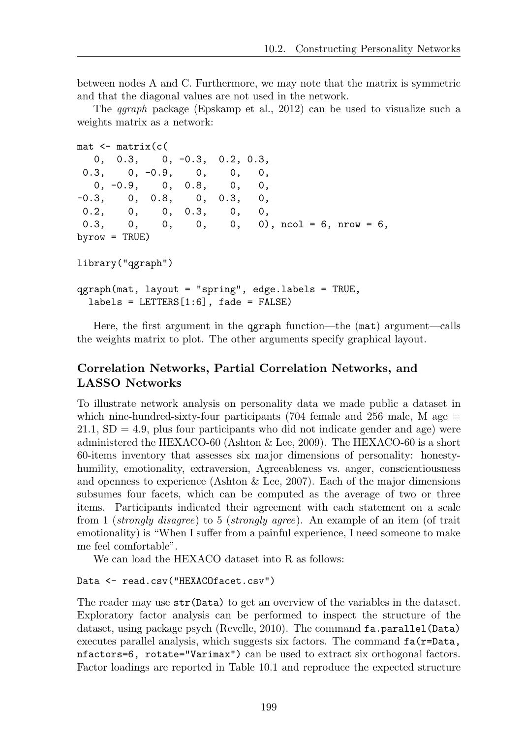between nodes A and C. Furthermore, we may note that the matrix is symmetric and that the diagonal values are not used in the network.

The *qgraph* package (Epskamp et al., 2012) can be used to visualize such a weights matrix as a network:

```
mat <- matrix(c(
   0,  0.3,    0, -0.3,  0.2, 0.3,
 0.3,    0, -0.9,    0,    0,   0,
   0, -0.9,    0,  0.8,    0,   0,
-0.3,    0,  0.8,    0,  0.3,   0,
 0.2,    0,    0,  0.3,    0,   0,
 0.3,    0,    0,    0,    0,   0), ncol = 6, nrow = 6,
byrow = TRUE)

library("qgraph")

qgraph(mat, layout = "spring", edge.labels = TRUE,
  labels = LETTERS[1:6], fade = FALSE)
```

Here, the first argument in the `qgraph` function—the (`mat`) argument—calls the weights matrix to plot. The other arguments specify graphical layout.

### Correlation Networks, Partial Correlation Networks, and LASSO Networks

To illustrate network analysis on personality data we made public a dataset in which nine-hundred-sixty-four participants (704 female and 256 male, M age = 21.1, SD = 4.9, plus four participants who did not indicate gender and age) were administered the HEXACO-60 (Ashton & Lee, 2009). The HEXACO-60 is a short 60-items inventory that assesses six major dimensions of personality: honesty-humility, emotionality, extraversion, Agreeableness vs. anger, conscientiousness and openness to experience (Ashton & Lee, 2007). Each of the major dimensions subsumes four facets, which can be computed as the average of two or three items. Participants indicated their agreement with each statement on a scale from 1 (*strongly disagree*) to 5 (*strongly agree*). An example of an item (of trait emotionality) is "When I suffer from a painful experience, I need someone to make me feel comfortable".

We can load the HEXACO dataset into R as follows:

```
Data <- read.csv("HEXACOfacet.csv")
```

The reader may use `str(Data)` to get an overview of the variables in the dataset. Exploratory factor analysis can be performed to inspect the structure of the dataset, using package psych (Revelle, 2010). The command `fa.parallel(Data)` executes parallel analysis, which suggests six factors. The command `fa(r=Data, nfactors=6, rotate="Varimax")` can be used to extract six orthogonal factors. Factor loadings are reported in Table 10.1 and reproduce the expected structure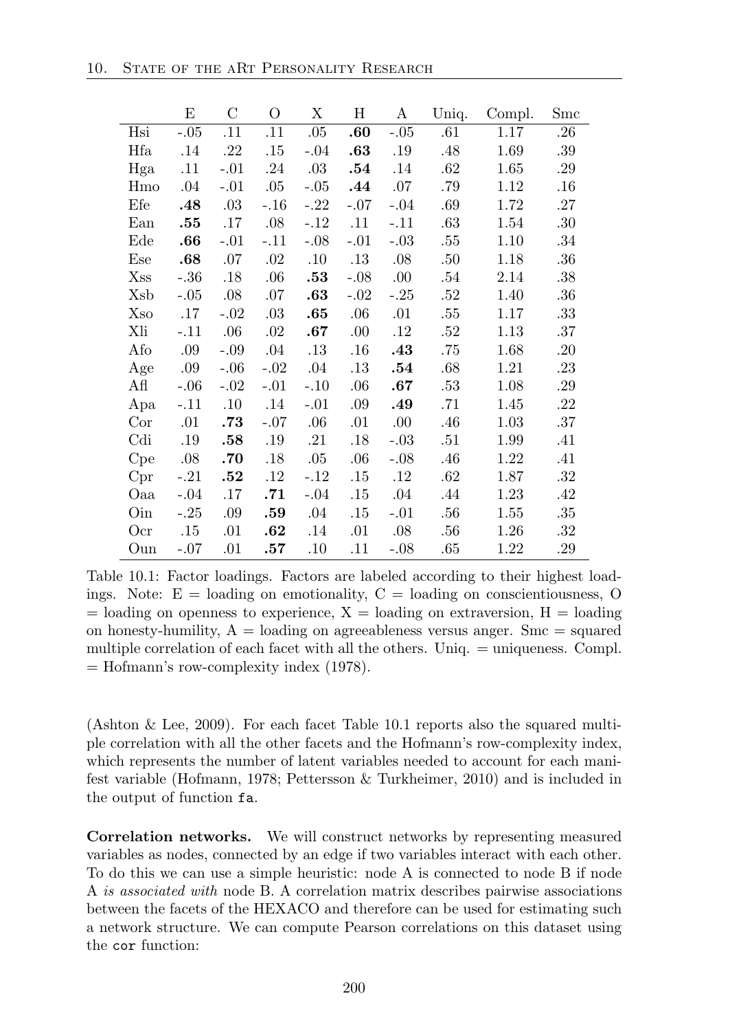|  | E | C | O | X | H | A | Uniq. | Compl. | Smc |
|---|---|---|---|---|---|---|---|---|---|
| Hsi | -.05 | .11 | .11 | .05 | **.60** | -.05 | .61 | 1.17 | .26 |
| Hfa | .14 | .22 | .15 | -.04 | **.63** | .19 | .48 | 1.69 | .39 |
| Hga | .11 | -.01 | .24 | .03 | **.54** | .14 | .62 | 1.65 | .29 |
| Hmo | .04 | -.01 | .05 | -.05 | **.44** | .07 | .79 | 1.12 | .16 |
| Efe | **.48** | .03 | -.16 | -.22 | -.07 | -.04 | .69 | 1.72 | .27 |
| Ean | **.55** | .17 | .08 | -.12 | .11 | -.11 | .63 | 1.54 | .30 |
| Ede | **.66** | -.01 | -.11 | -.08 | -.01 | -.03 | .55 | 1.10 | .34 |
| Ese | **.68** | .07 | .02 | .10 | .13 | .08 | .50 | 1.18 | .36 |
| Xss | -.36 | .18 | .06 | **.53** | -.08 | .00 | .54 | 2.14 | .38 |
| Xsb | -.05 | .08 | .07 | **.63** | -.02 | -.25 | .52 | 1.40 | .36 |
| Xso | .17 | -.02 | .03 | **.65** | .06 | .01 | .55 | 1.17 | .33 |
| Xli | -.11 | .06 | .02 | **.67** | .00 | .12 | .52 | 1.13 | .37 |
| Afo | .09 | -.09 | .04 | .13 | .16 | **.43** | .75 | 1.68 | .20 |
| Age | .09 | -.06 | -.02 | .04 | .13 | **.54** | .68 | 1.21 | .23 |
| Afl | -.06 | -.02 | -.01 | -.10 | .06 | **.67** | .53 | 1.08 | .29 |
| Apa | -.11 | .10 | .14 | -.01 | .09 | **.49** | .71 | 1.45 | .22 |
| Cor | .01 | **.73** | -.07 | .06 | .01 | .00 | .46 | 1.03 | .37 |
| Cdi | .19 | **.58** | .19 | .21 | .18 | -.03 | .51 | 1.99 | .41 |
| Cpe | .08 | **.70** | .18 | .05 | .06 | -.08 | .46 | 1.22 | .41 |
| Cpr | -.21 | **.52** | .12 | -.12 | .15 | .12 | .62 | 1.87 | .32 |
| Oaa | -.04 | .17 | **.71** | -.04 | .15 | .04 | .44 | 1.23 | .42 |
| Oin | -.25 | .09 | **.59** | .04 | .15 | -.01 | .56 | 1.55 | .35 |
| Ocr | .15 | .01 | **.62** | .14 | .01 | .08 | .56 | 1.26 | .32 |
| Oun | -.07 | .01 | **.57** | .10 | .11 | -.08 | .65 | 1.22 | .29 |

Table 10.1: Factor loadings. Factors are labeled according to their highest loadings. Note: E = loading on emotionality, C = loading on conscientiousness, O = loading on openness to experience, X = loading on extraversion, H = loading on honesty-humility, A = loading on agreeableness versus anger. Smc = squared multiple correlation of each facet with all the others. Uniq. = uniqueness. Compl. = Hofmann's row-complexity index (1978).

(Ashton & Lee, 2009). For each facet Table 10.1 reports also the squared multiple correlation with all the other facets and the Hofmann's row-complexity index, which represents the number of latent variables needed to account for each manifest variable (Hofmann, 1978; Pettersson & Turkheimer, 2010) and is included in the output of function `fa`.

**Correlation networks.** We will construct networks by representing measured variables as nodes, connected by an edge if two variables interact with each other. To do this we can use a simple heuristic: node A is connected to node B if node A *is associated with* node B. A correlation matrix describes pairwise associations between the facets of the HEXACO and therefore can be used for estimating such a network structure. We can compute Pearson correlations on this dataset using the `cor` function: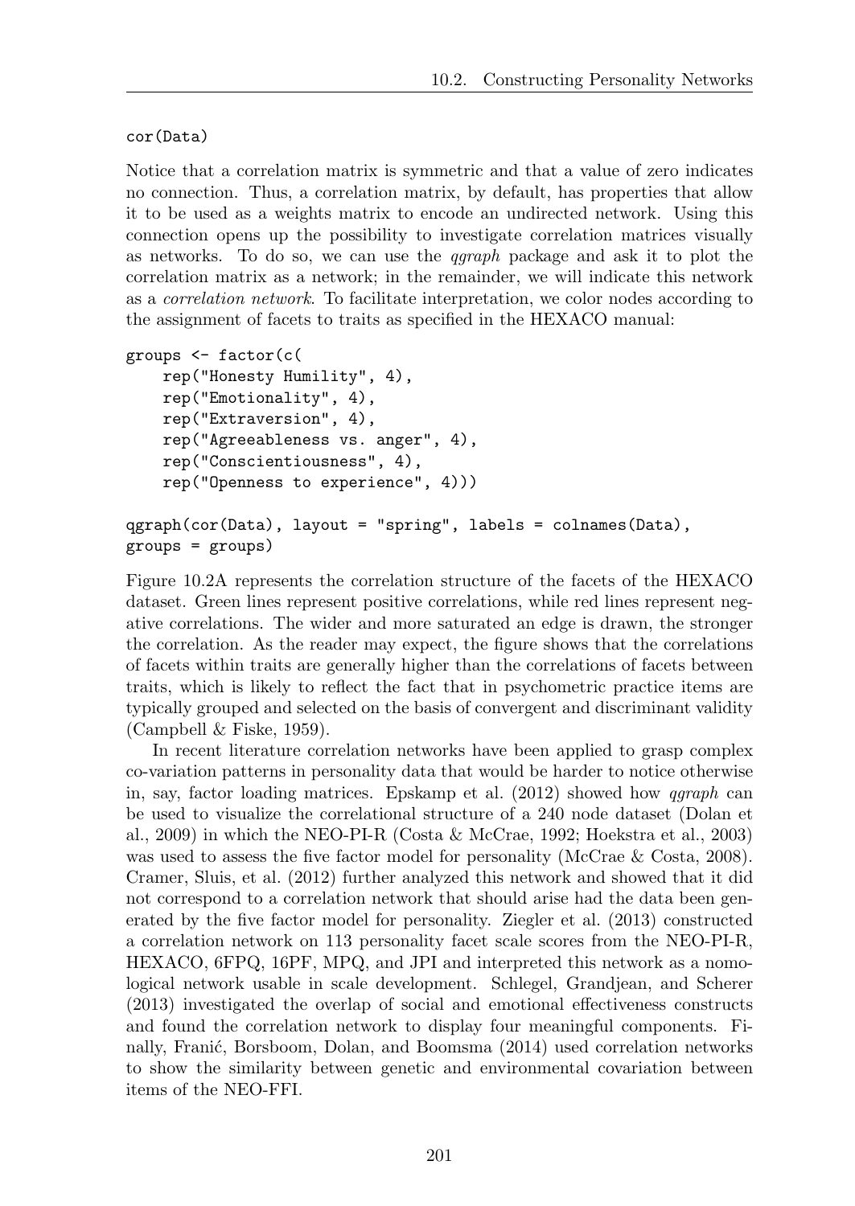```
cor(Data)
```

Notice that a correlation matrix is symmetric and that a value of zero indicates no connection. Thus, a correlation matrix, by default, has properties that allow it to be used as a weights matrix to encode an undirected network. Using this connection opens up the possibility to investigate correlation matrices visually as networks. To do so, we can use the *qgraph* package and ask it to plot the correlation matrix as a network; in the remainder, we will indicate this network as a *correlation network*. To facilitate interpretation, we color nodes according to the assignment of facets to traits as specified in the HEXACO manual:

```
groups <- factor(c(
    rep("Honesty Humility", 4),
    rep("Emotionality", 4),
    rep("Extraversion", 4),
    rep("Agreeableness vs. anger", 4),
    rep("Conscientiousness", 4),
    rep("Openness to experience", 4)))

qgraph(cor(Data), layout = "spring", labels = colnames(Data),
groups = groups)
```

Figure 10.2A represents the correlation structure of the facets of the HEXACO dataset. Green lines represent positive correlations, while red lines represent negative correlations. The wider and more saturated an edge is drawn, the stronger the correlation. As the reader may expect, the figure shows that the correlations of facets within traits are generally higher than the correlations of facets between traits, which is likely to reflect the fact that in psychometric practice items are typically grouped and selected on the basis of convergent and discriminant validity (Campbell & Fiske, 1959).

In recent literature correlation networks have been applied to grasp complex co-variation patterns in personality data that would be harder to notice otherwise in, say, factor loading matrices. Epskamp et al. (2012) showed how *qgraph* can be used to visualize the correlational structure of a 240 node dataset (Dolan et al., 2009) in which the NEO-PI-R (Costa & McCrae, 1992; Hoekstra et al., 2003) was used to assess the five factor model for personality (McCrae & Costa, 2008). Cramer, Sluis, et al. (2012) further analyzed this network and showed that it did not correspond to a correlation network that should arise had the data been generated by the five factor model for personality. Ziegler et al. (2013) constructed a correlation network on 113 personality facet scale scores from the NEO-PI-R, HEXACO, 6FPQ, 16PF, MPQ, and JPI and interpreted this network as a nomological network usable in scale development. Schlegel, Grandjean, and Scherer (2013) investigated the overlap of social and emotional effectiveness constructs and found the correlation network to display four meaningful components. Finally, Franić, Borsboom, Dolan, and Boomsma (2014) used correlation networks to show the similarity between genetic and environmental covariation between items of the NEO-FFI.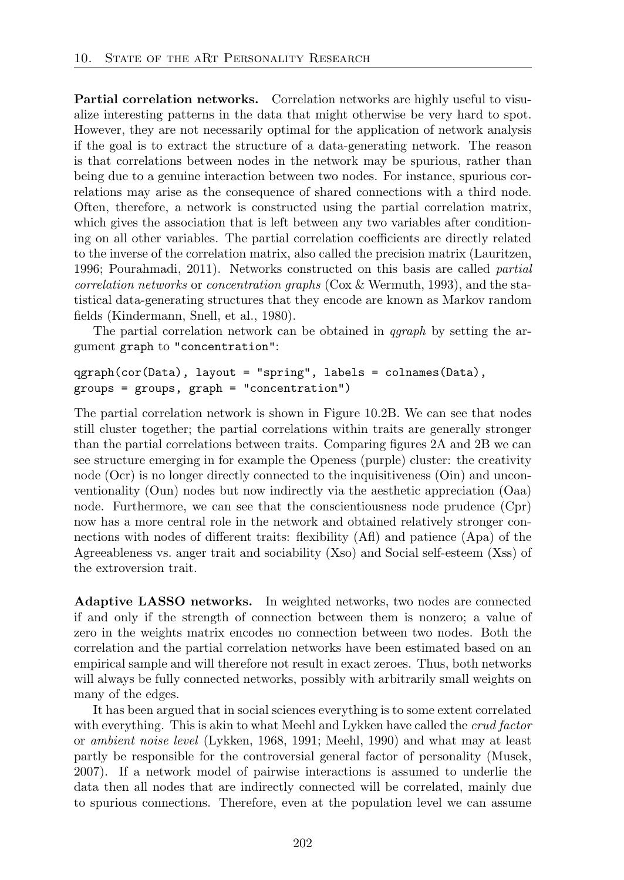**Partial correlation networks.** Correlation networks are highly useful to visualize interesting patterns in the data that might otherwise be very hard to spot. However, they are not necessarily optimal for the application of network analysis if the goal is to extract the structure of a data-generating network. The reason is that correlations between nodes in the network may be spurious, rather than being due to a genuine interaction between two nodes. For instance, spurious correlations may arise as the consequence of shared connections with a third node. Often, therefore, a network is constructed using the partial correlation matrix, which gives the association that is left between any two variables after conditioning on all other variables. The partial correlation coefficients are directly related to the inverse of the correlation matrix, also called the precision matrix (Lauritzen, 1996; Pourahmadi, 2011). Networks constructed on this basis are called *partial correlation networks* or *concentration graphs* (Cox & Wermuth, 1993), and the statistical data-generating structures that they encode are known as Markov random fields (Kindermann, Snell, et al., 1980).

The partial correlation network can be obtained in *qgraph* by setting the argument `graph` to `"concentration"`:

```
qgraph(cor(Data), layout = "spring", labels = colnames(Data),
groups = groups, graph = "concentration")
```

The partial correlation network is shown in Figure 10.2B. We can see that nodes still cluster together; the partial correlations within traits are generally stronger than the partial correlations between traits. Comparing figures 2A and 2B we can see structure emerging in for example the Openess (purple) cluster: the creativity node (Ocr) is no longer directly connected to the inquisitiveness (Oin) and unconventionality (Oun) nodes but now indirectly via the aesthetic appreciation (Oaa) node. Furthermore, we can see that the conscientiousness node prudence (Cpr) now has a more central role in the network and obtained relatively stronger connections with nodes of different traits: flexibility (Afl) and patience (Apa) of the Agreeableness vs. anger trait and sociability (Xso) and Social self-esteem (Xss) of the extroversion trait.

**Adaptive LASSO networks.** In weighted networks, two nodes are connected if and only if the strength of connection between them is nonzero; a value of zero in the weights matrix encodes no connection between two nodes. Both the correlation and the partial correlation networks have been estimated based on an empirical sample and will therefore not result in exact zeroes. Thus, both networks will always be fully connected networks, possibly with arbitrarily small weights on many of the edges.

It has been argued that in social sciences everything is to some extent correlated with everything. This is akin to what Meehl and Lykken have called the *crud factor* or *ambient noise level* (Lykken, 1968, 1991; Meehl, 1990) and what may at least partly be responsible for the controversial general factor of personality (Musek, 2007). If a network model of pairwise interactions is assumed to underlie the data then all nodes that are indirectly connected will be correlated, mainly due to spurious connections. Therefore, even at the population level we can assume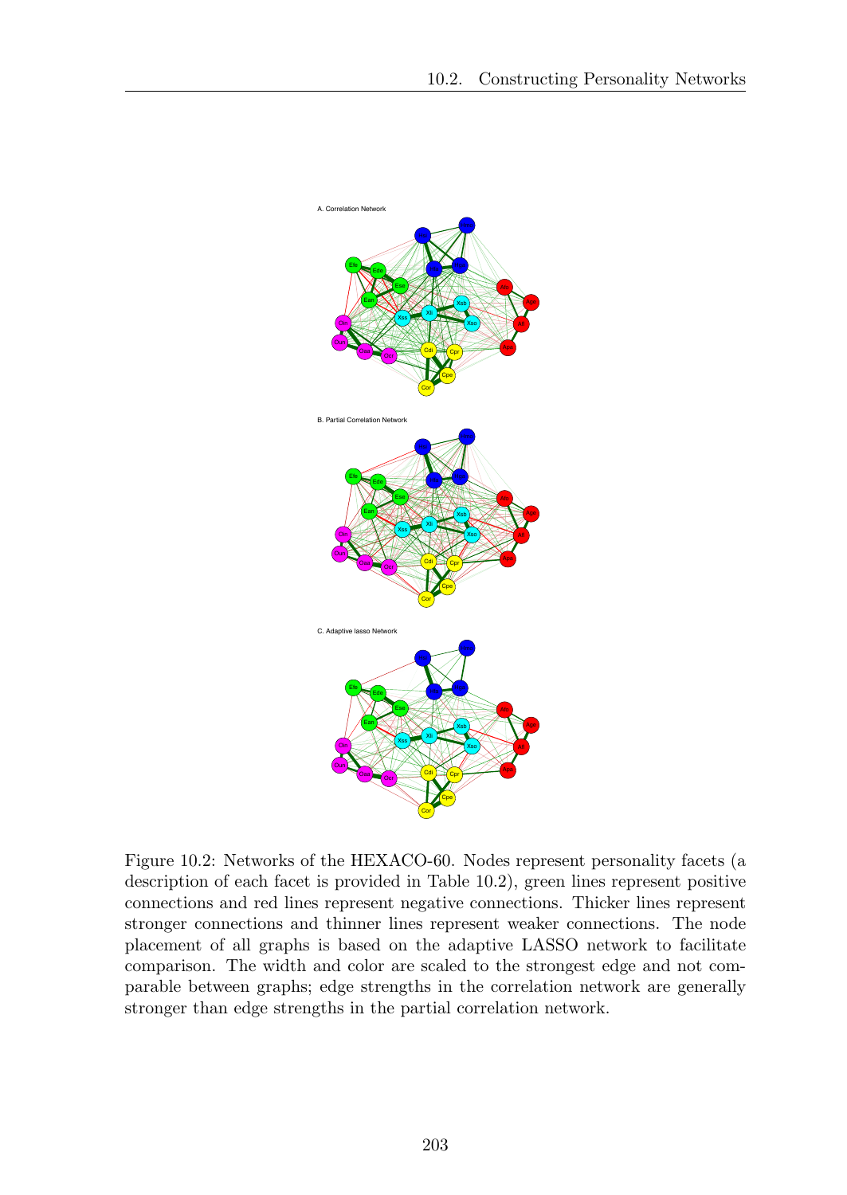A. Correlation Network

B. Partial Correlation Network

C. Adaptive lasso Network

Figure 10.2: Networks of the HEXACO-60. Nodes represent personality facets (a description of each facet is provided in Table 10.2), green lines represent positive connections and red lines represent negative connections. Thicker lines represent stronger connections and thinner lines represent weaker connections. The node placement of all graphs is based on the adaptive LASSO network to facilitate comparison. The width and color are scaled to the strongest edge and not comparable between graphs; edge strengths in the correlation network are generally stronger than edge strengths in the partial correlation network.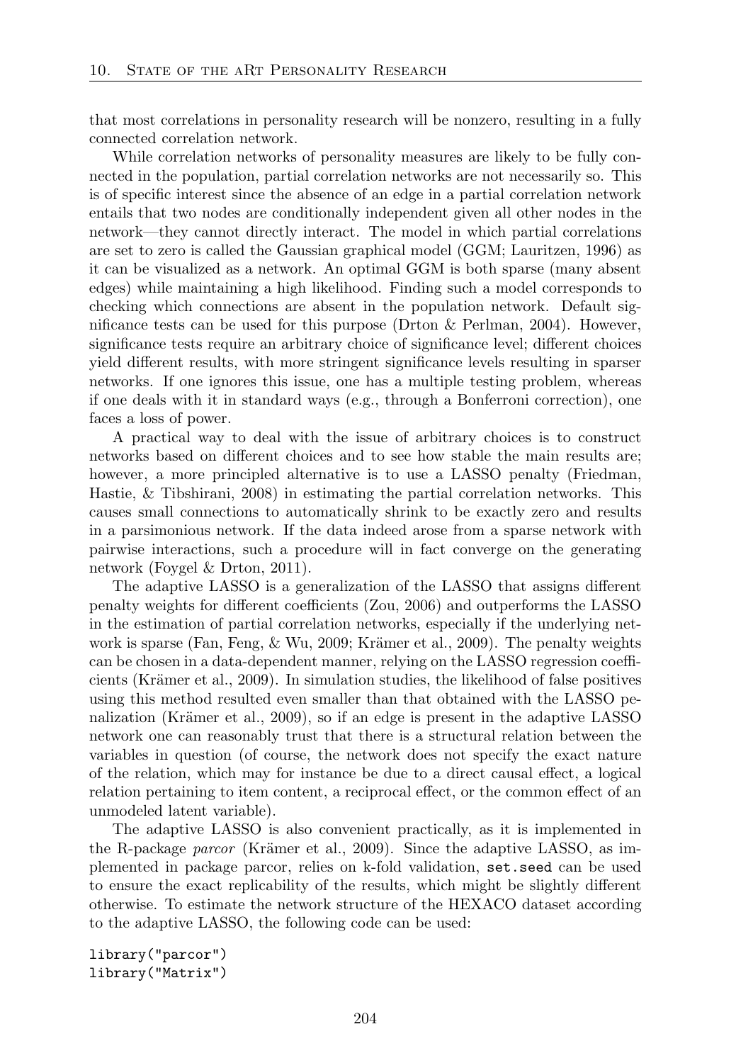that most correlations in personality research will be nonzero, resulting in a fully connected correlation network.

While correlation networks of personality measures are likely to be fully connected in the population, partial correlation networks are not necessarily so. This is of specific interest since the absence of an edge in a partial correlation network entails that two nodes are conditionally independent given all other nodes in the network—they cannot directly interact. The model in which partial correlations are set to zero is called the Gaussian graphical model (GGM; Lauritzen, 1996) as it can be visualized as a network. An optimal GGM is both sparse (many absent edges) while maintaining a high likelihood. Finding such a model corresponds to checking which connections are absent in the population network. Default significance tests can be used for this purpose (Drton & Perlman, 2004). However, significance tests require an arbitrary choice of significance level; different choices yield different results, with more stringent significance levels resulting in sparser networks. If one ignores this issue, one has a multiple testing problem, whereas if one deals with it in standard ways (e.g., through a Bonferroni correction), one faces a loss of power.

A practical way to deal with the issue of arbitrary choices is to construct networks based on different choices and to see how stable the main results are; however, a more principled alternative is to use a LASSO penalty (Friedman, Hastie, & Tibshirani, 2008) in estimating the partial correlation networks. This causes small connections to automatically shrink to be exactly zero and results in a parsimonious network. If the data indeed arose from a sparse network with pairwise interactions, such a procedure will in fact converge on the generating network (Foygel & Drton, 2011).

The adaptive LASSO is a generalization of the LASSO that assigns different penalty weights for different coefficients (Zou, 2006) and outperforms the LASSO in the estimation of partial correlation networks, especially if the underlying network is sparse (Fan, Feng, & Wu, 2009; Krämer et al., 2009). The penalty weights can be chosen in a data-dependent manner, relying on the LASSO regression coefficients (Krämer et al., 2009). In simulation studies, the likelihood of false positives using this method resulted even smaller than that obtained with the LASSO penalization (Krämer et al., 2009), so if an edge is present in the adaptive LASSO network one can reasonably trust that there is a structural relation between the variables in question (of course, the network does not specify the exact nature of the relation, which may for instance be due to a direct causal effect, a logical relation pertaining to item content, a reciprocal effect, or the common effect of an unmodeled latent variable).

The adaptive LASSO is also convenient practically, as it is implemented in the R-package *parcor* (Krämer et al., 2009). Since the adaptive LASSO, as implemented in package parcor, relies on k-fold validation, `set.seed` can be used to ensure the exact replicability of the results, which might be slightly different otherwise. To estimate the network structure of the HEXACO dataset according to the adaptive LASSO, the following code can be used:

```
library("parcor")
library("Matrix")
```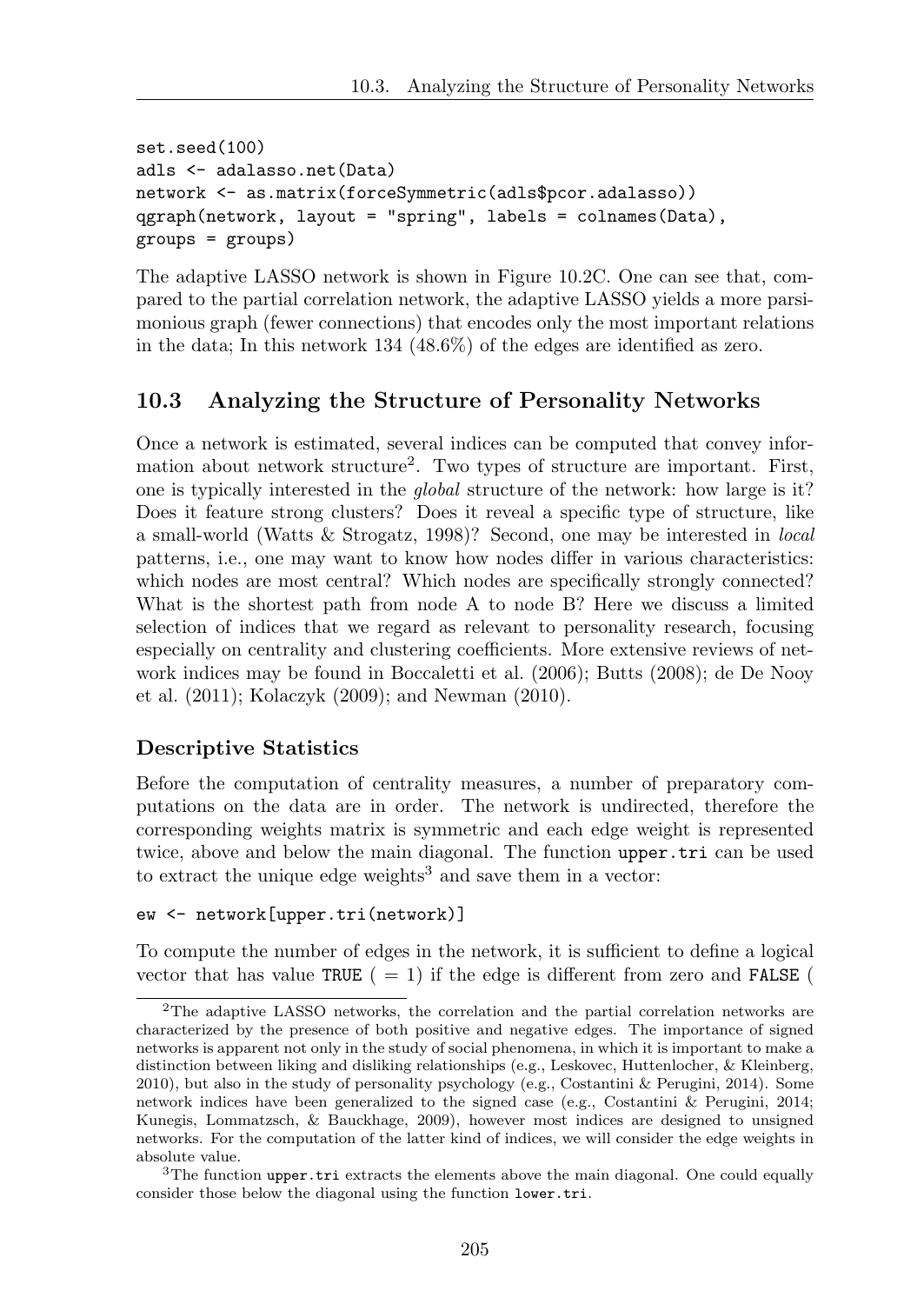```
set.seed(100)
adls <- adalasso.net(Data)
network <- as.matrix(forceSymmetric(adls$pcor.adalasso))
qgraph(network, layout = "spring", labels = colnames(Data),
groups = groups)
```

The adaptive LASSO network is shown in Figure 10.2C. One can see that, compared to the partial correlation network, the adaptive LASSO yields a more parsimonious graph (fewer connections) that encodes only the most important relations in the data; In this network 134 (48.6%) of the edges are identified as zero.

## 10.3 Analyzing the Structure of Personality Networks

Once a network is estimated, several indices can be computed that convey information about network structure[2]. Two types of structure are important. First, one is typically interested in the *global* structure of the network: how large is it? Does it feature strong clusters? Does it reveal a specific type of structure, like a small-world (Watts & Strogatz, 1998)? Second, one may be interested in *local* patterns, i.e., one may want to know how nodes differ in various characteristics: which nodes are most central? Which nodes are specifically strongly connected? What is the shortest path from node A to node B? Here we discuss a limited selection of indices that we regard as relevant to personality research, focusing especially on centrality and clustering coefficients. More extensive reviews of network indices may be found in Boccaletti et al. (2006); Butts (2008); de De Nooy et al. (2011); Kolaczyk (2009); and Newman (2010).

### Descriptive Statistics

Before the computation of centrality measures, a number of preparatory computations on the data are in order. The network is undirected, therefore the corresponding weights matrix is symmetric and each edge weight is represented twice, above and below the main diagonal. The function `upper.tri` can be used to extract the unique edge weights[3] and save them in a vector:

```
ew <- network[upper.tri(network)]
```

To compute the number of edges in the network, it is sufficient to define a logical vector that has value `TRUE` ( = 1) if the edge is different from zero and `FALSE` (

---

[2] The adaptive LASSO networks, the correlation and the partial correlation networks are characterized by the presence of both positive and negative edges. The importance of signed networks is apparent not only in the study of social phenomena, in which it is important to make a distinction between liking and disliking relationships (e.g., Leskovec, Huttenlocher, & Kleinberg, 2010), but also in the study of personality psychology (e.g., Costantini & Perugini, 2014). Some network indices have been generalized to the signed case (e.g., Costantini & Perugini, 2014; Kunegis, Lommatzsch, & Bauckhage, 2009), however most indices are designed to unsigned networks. For the computation of the latter kind of indices, we will consider the edge weights in absolute value.

[3] The function `upper.tri` extracts the elements above the main diagonal. One could equally consider those below the diagonal using the function `lower.tri`.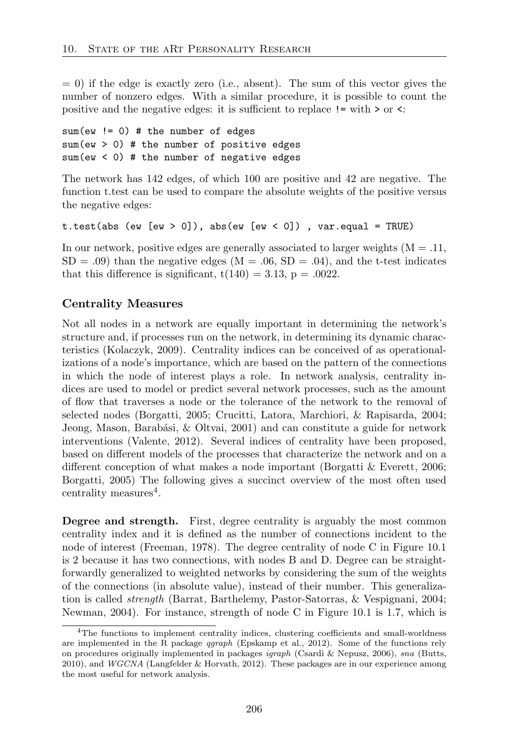= 0) if the edge is exactly zero (i.e., absent). The sum of this vector gives the number of nonzero edges. With a similar procedure, it is possible to count the positive and the negative edges: it is sufficient to replace `!=` with `>` or `<`:

```
sum(ew != 0) # the number of edges
sum(ew > 0) # the number of positive edges
sum(ew < 0) # the number of negative edges
```

The network has 142 edges, of which 100 are positive and 42 are negative. The function t.test can be used to compare the absolute weights of the positive versus the negative edges:

```
t.test(abs (ew [ew > 0]), abs(ew [ew < 0]) , var.equal = TRUE)
```

In our network, positive edges are generally associated to larger weights ($M = .11$, $SD = .09$) than the negative edges ($M = .06$, $SD = .04$), and the t-test indicates that this difference is significant, $t(140) = 3.13$, $p = .0022$.

### Centrality Measures

Not all nodes in a network are equally important in determining the network's structure and, if processes run on the network, in determining its dynamic characteristics (Kolaczyk, 2009). Centrality indices can be conceived of as operationalizations of a node's importance, which are based on the pattern of the connections in which the node of interest plays a role. In network analysis, centrality indices are used to model or predict several network processes, such as the amount of flow that traverses a node or the tolerance of the network to the removal of selected nodes (Borgatti, 2005; Crucitti, Latora, Marchiori, & Rapisarda, 2004; Jeong, Mason, Barabási, & Oltvai, 2001) and can constitute a guide for network interventions (Valente, 2012). Several indices of centrality have been proposed, based on different models of the processes that characterize the network and on a different conception of what makes a node important (Borgatti & Everett, 2006; Borgatti, 2005) The following gives a succinct overview of the most often used centrality measures[4].

**Degree and strength.** First, degree centrality is arguably the most common centrality index and it is defined as the number of connections incident to the node of interest (Freeman, 1978). The degree centrality of node C in Figure 10.1 is 2 because it has two connections, with nodes B and D. Degree can be straightforwardly generalized to weighted networks by considering the sum of the weights of the connections (in absolute value), instead of their number. This generalization is called *strength* (Barrat, Barthelemy, Pastor-Satorras, & Vespignani, 2004; Newman, 2004). For instance, strength of node C in Figure 10.1 is 1.7, which is

[4] The functions to implement centrality indices, clustering coefficients and small-worldness are implemented in the R package *qgraph* (Epskamp et al., 2012). Some of the functions rely on procedures originally implemented in packages *igraph* (Csardi & Nepusz, 2006), *sna* (Butts, 2010), and *WGCNA* (Langfelder & Horvath, 2012). These packages are in our experience among the most useful for network analysis.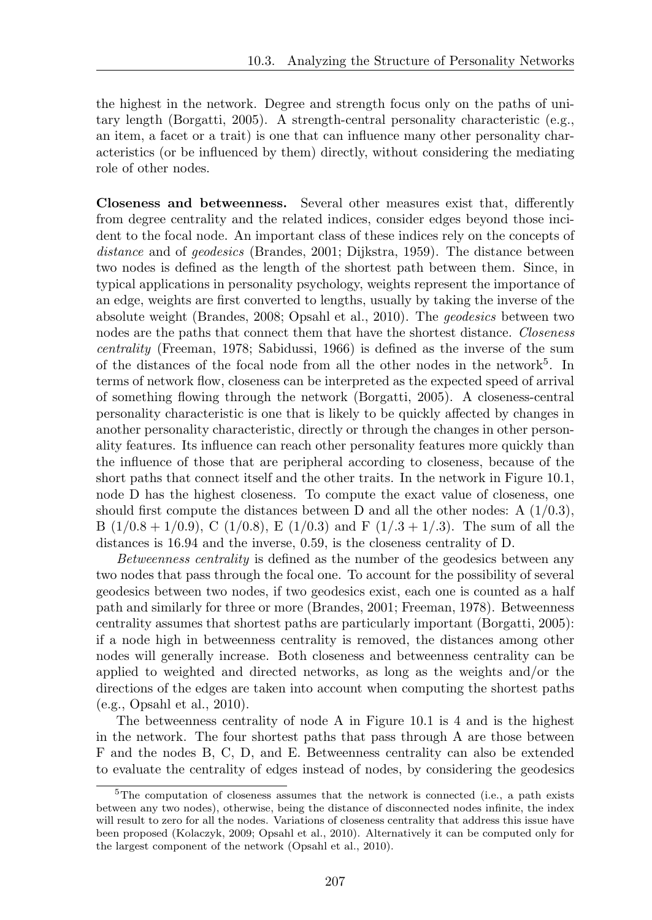the highest in the network. Degree and strength focus only on the paths of unitary length (Borgatti, 2005). A strength-central personality characteristic (e.g., an item, a facet or a trait) is one that can influence many other personality characteristics (or be influenced by them) directly, without considering the mediating role of other nodes.

**Closeness and betweenness.** Several other measures exist that, differently from degree centrality and the related indices, consider edges beyond those incident to the focal node. An important class of these indices rely on the concepts of *distance* and of *geodesics* (Brandes, 2001; Dijkstra, 1959). The distance between two nodes is defined as the length of the shortest path between them. Since, in typical applications in personality psychology, weights represent the importance of an edge, weights are first converted to lengths, usually by taking the inverse of the absolute weight (Brandes, 2008; Opsahl et al., 2010). The *geodesics* between two nodes are the paths that connect them that have the shortest distance. *Closeness centrality* (Freeman, 1978; Sabidussi, 1966) is defined as the inverse of the sum of the distances of the focal node from all the other nodes in the network[5]. In terms of network flow, closeness can be interpreted as the expected speed of arrival of something flowing through the network (Borgatti, 2005). A closeness-central personality characteristic is one that is likely to be quickly affected by changes in another personality characteristic, directly or through the changes in other personality features. Its influence can reach other personality features more quickly than the influence of those that are peripheral according to closeness, because of the short paths that connect itself and the other traits. In the network in Figure 10.1, node D has the highest closeness. To compute the exact value of closeness, one should first compute the distances between D and all the other nodes: A $(1/0.3)$, B $(1/0.8 + 1/0.9)$, C $(1/0.8)$, E $(1/0.3)$ and F $(1/.3 + 1/.3)$. The sum of all the distances is 16.94 and the inverse, 0.59, is the closeness centrality of D.

*Betweenness centrality* is defined as the number of the geodesics between any two nodes that pass through the focal one. To account for the possibility of several geodesics between two nodes, if two geodesics exist, each one is counted as a half path and similarly for three or more (Brandes, 2001; Freeman, 1978). Betweenness centrality assumes that shortest paths are particularly important (Borgatti, 2005): if a node high in betweenness centrality is removed, the distances among other nodes will generally increase. Both closeness and betweenness centrality can be applied to weighted and directed networks, as long as the weights and/or the directions of the edges are taken into account when computing the shortest paths (e.g., Opsahl et al., 2010).

The betweenness centrality of node A in Figure 10.1 is 4 and is the highest in the network. The four shortest paths that pass through A are those between F and the nodes B, C, D, and E. Betweenness centrality can also be extended to evaluate the centrality of edges instead of nodes, by considering the geodesics

[5] The computation of closeness assumes that the network is connected (i.e., a path exists between any two nodes), otherwise, being the distance of disconnected nodes infinite, the index will result to zero for all the nodes. Variations of closeness centrality that address this issue have been proposed (Kolaczyk, 2009; Opsahl et al., 2010). Alternatively it can be computed only for the largest component of the network (Opsahl et al., 2010).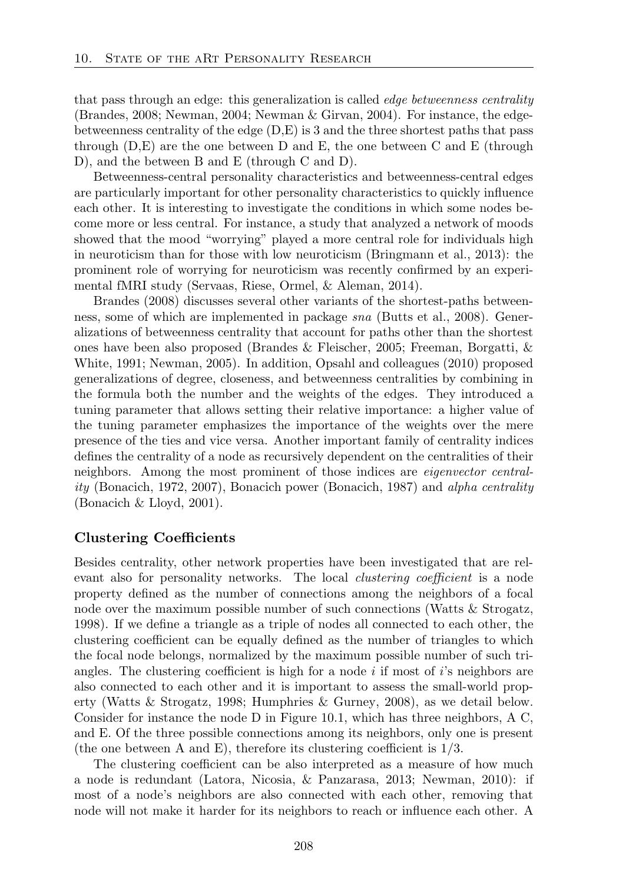that pass through an edge: this generalization is called *edge betweenness centrality* (Brandes, 2008; Newman, 2004; Newman & Girvan, 2004). For instance, the edge-betweenness centrality of the edge (D,E) is 3 and the three shortest paths that pass through (D,E) are the one between D and E, the one between C and E (through D), and the between B and E (through C and D).

Betweenness-central personality characteristics and betweenness-central edges are particularly important for other personality characteristics to quickly influence each other. It is interesting to investigate the conditions in which some nodes become more or less central. For instance, a study that analyzed a network of moods showed that the mood "worrying" played a more central role for individuals high in neuroticism than for those with low neuroticism (Bringmann et al., 2013): the prominent role of worrying for neuroticism was recently confirmed by an experimental fMRI study (Servaas, Riese, Ormel, & Aleman, 2014).

Brandes (2008) discusses several other variants of the shortest-paths betweenness, some of which are implemented in package *sna* (Butts et al., 2008). Generalizations of betweenness centrality that account for paths other than the shortest ones have been also proposed (Brandes & Fleischer, 2005; Freeman, Borgatti, & White, 1991; Newman, 2005). In addition, Opsahl and colleagues (2010) proposed generalizations of degree, closeness, and betweenness centralities by combining in the formula both the number and the weights of the edges. They introduced a tuning parameter that allows setting their relative importance: a higher value of the tuning parameter emphasizes the importance of the weights over the mere presence of the ties and vice versa. Another important family of centrality indices defines the centrality of a node as recursively dependent on the centralities of their neighbors. Among the most prominent of those indices are *eigenvector centrality* (Bonacich, 1972, 2007), Bonacich power (Bonacich, 1987) and *alpha centrality* (Bonacich & Lloyd, 2001).

### Clustering Coefficients

Besides centrality, other network properties have been investigated that are relevant also for personality networks. The local *clustering coefficient* is a node property defined as the number of connections among the neighbors of a focal node over the maximum possible number of such connections (Watts & Strogatz, 1998). If we define a triangle as a triple of nodes all connected to each other, the clustering coefficient can be equally defined as the number of triangles to which the focal node belongs, normalized by the maximum possible number of such triangles. The clustering coefficient is high for a node $i$ if most of $i$'s neighbors are also connected to each other and it is important to assess the small-world property (Watts & Strogatz, 1998; Humphries & Gurney, 2008), as we detail below. Consider for instance the node D in Figure 10.1, which has three neighbors, A C, and E. Of the three possible connections among its neighbors, only one is present (the one between A and E), therefore its clustering coefficient is $1/3$.

The clustering coefficient can be also interpreted as a measure of how much a node is redundant (Latora, Nicosia, & Panzarasa, 2013; Newman, 2010): if most of a node's neighbors are also connected with each other, removing that node will not make it harder for its neighbors to reach or influence each other. A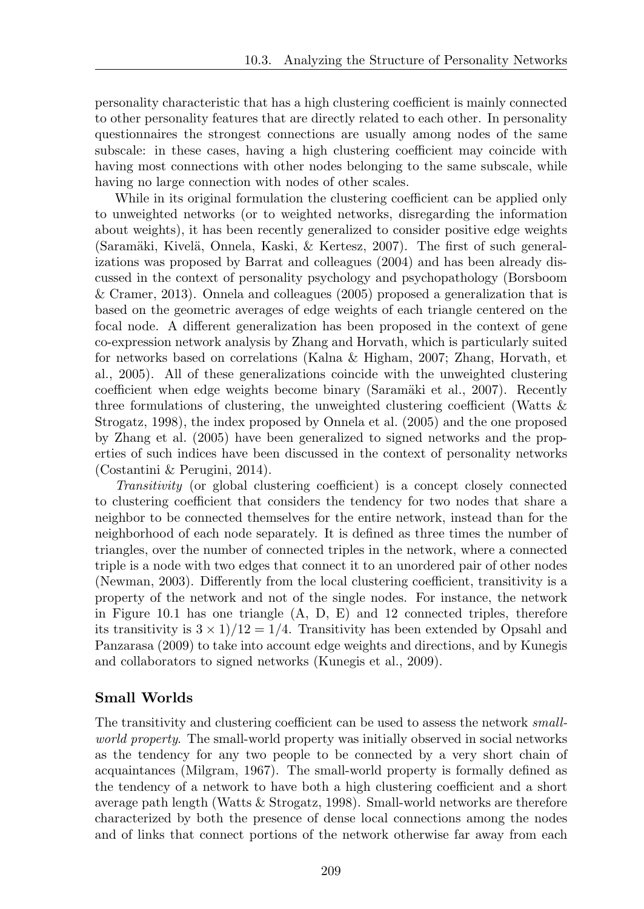personality characteristic that has a high clustering coefficient is mainly connected to other personality features that are directly related to each other. In personality questionnaires the strongest connections are usually among nodes of the same subscale: in these cases, having a high clustering coefficient may coincide with having most connections with other nodes belonging to the same subscale, while having no large connection with nodes of other scales.

While in its original formulation the clustering coefficient can be applied only to unweighted networks (or to weighted networks, disregarding the information about weights), it has been recently generalized to consider positive edge weights (Saramäki, Kivelä, Onnela, Kaski, & Kertesz, 2007). The first of such generalizations was proposed by Barrat and colleagues (2004) and has been already discussed in the context of personality psychology and psychopathology (Borsboom & Cramer, 2013). Onnela and colleagues (2005) proposed a generalization that is based on the geometric averages of edge weights of each triangle centered on the focal node. A different generalization has been proposed in the context of gene co-expression network analysis by Zhang and Horvath, which is particularly suited for networks based on correlations (Kalna & Higham, 2007; Zhang, Horvath, et al., 2005). All of these generalizations coincide with the unweighted clustering coefficient when edge weights become binary (Saramäki et al., 2007). Recently three formulations of clustering, the unweighted clustering coefficient (Watts & Strogatz, 1998), the index proposed by Onnela et al. (2005) and the one proposed by Zhang et al. (2005) have been generalized to signed networks and the properties of such indices have been discussed in the context of personality networks (Costantini & Perugini, 2014).

*Transitivity* (or global clustering coefficient) is a concept closely connected to clustering coefficient that considers the tendency for two nodes that share a neighbor to be connected themselves for the entire network, instead than for the neighborhood of each node separately. It is defined as three times the number of triangles, over the number of connected triples in the network, where a connected triple is a node with two edges that connect it to an unordered pair of other nodes (Newman, 2003). Differently from the local clustering coefficient, transitivity is a property of the network and not of the single nodes. For instance, the network in Figure 10.1 has one triangle (A, D, E) and 12 connected triples, therefore its transitivity is $3 \times 1)/12 = 1/4$. Transitivity has been extended by Opsahl and Panzarasa (2009) to take into account edge weights and directions, and by Kunegis and collaborators to signed networks (Kunegis et al., 2009).

### Small Worlds

The transitivity and clustering coefficient can be used to assess the network *small-world property*. The small-world property was initially observed in social networks as the tendency for any two people to be connected by a very short chain of acquaintances (Milgram, 1967). The small-world property is formally defined as the tendency of a network to have both a high clustering coefficient and a short average path length (Watts & Strogatz, 1998). Small-world networks are therefore characterized by both the presence of dense local connections among the nodes and of links that connect portions of the network otherwise far away from each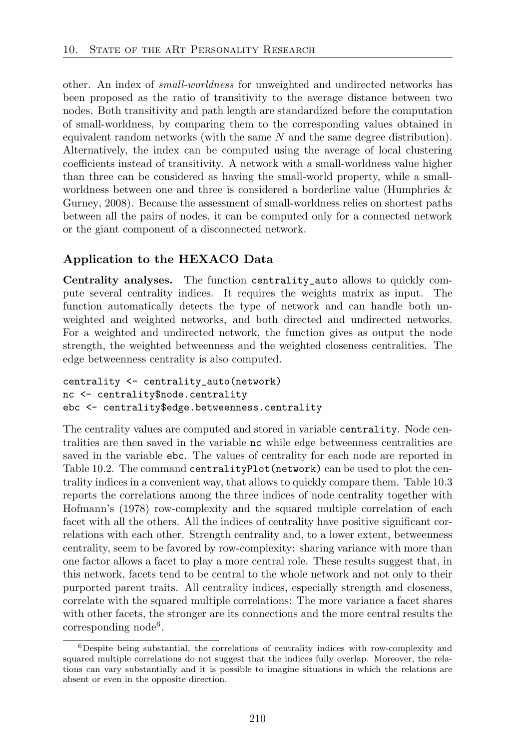other. An index of *small-worldness* for unweighted and undirected networks has been proposed as the ratio of transitivity to the average distance between two nodes. Both transitivity and path length are standardized before the computation of small-worldness, by comparing them to the corresponding values obtained in equivalent random networks (with the same $N$ and the same degree distribution). Alternatively, the index can be computed using the average of local clustering coefficients instead of transitivity. A network with a small-worldness value higher than three can be considered as having the small-world property, while a small-worldness between one and three is considered a borderline value (Humphries & Gurney, 2008). Because the assessment of small-worldness relies on shortest paths between all the pairs of nodes, it can be computed only for a connected network or the giant component of a disconnected network.

### Application to the HEXACO Data

**Centrality analyses.** The function `centrality_auto` allows to quickly compute several centrality indices. It requires the weights matrix as input. The function automatically detects the type of network and can handle both unweighted and weighted networks, and both directed and undirected networks. For a weighted and undirected network, the function gives as output the node strength, the weighted betweenness and the weighted closeness centralities. The edge betweenness centrality is also computed.

```
centrality <- centrality_auto(network)
nc <- centrality$node.centrality
ebc <- centrality$edge.betweenness.centrality
```

The centrality values are computed and stored in variable `centrality`. Node centralities are then saved in the variable `nc` while edge betweenness centralities are saved in the variable `ebc`. The values of centrality for each node are reported in Table 10.2. The command `centralityPlot(network)` can be used to plot the centrality indices in a convenient way, that allows to quickly compare them. Table 10.3 reports the correlations among the three indices of node centrality together with Hofmann's (1978) row-complexity and the squared multiple correlation of each facet with all the others. All the indices of centrality have positive significant correlations with each other. Strength centrality and, to a lower extent, betweenness centrality, seem to be favored by row-complexity: sharing variance with more than one factor allows a facet to play a more central role. These results suggest that, in this network, facets tend to be central to the whole network and not only to their purported parent traits. All centrality indices, especially strength and closeness, correlate with the squared multiple correlations: The more variance a facet shares with other facets, the stronger are its connections and the more central results the corresponding node[6].

[6] Despite being substantial, the correlations of centrality indices with row-complexity and squared multiple correlations do not suggest that the indices fully overlap. Moreover, the relations can vary substantially and it is possible to imagine situations in which the relations are absent or even in the opposite direction.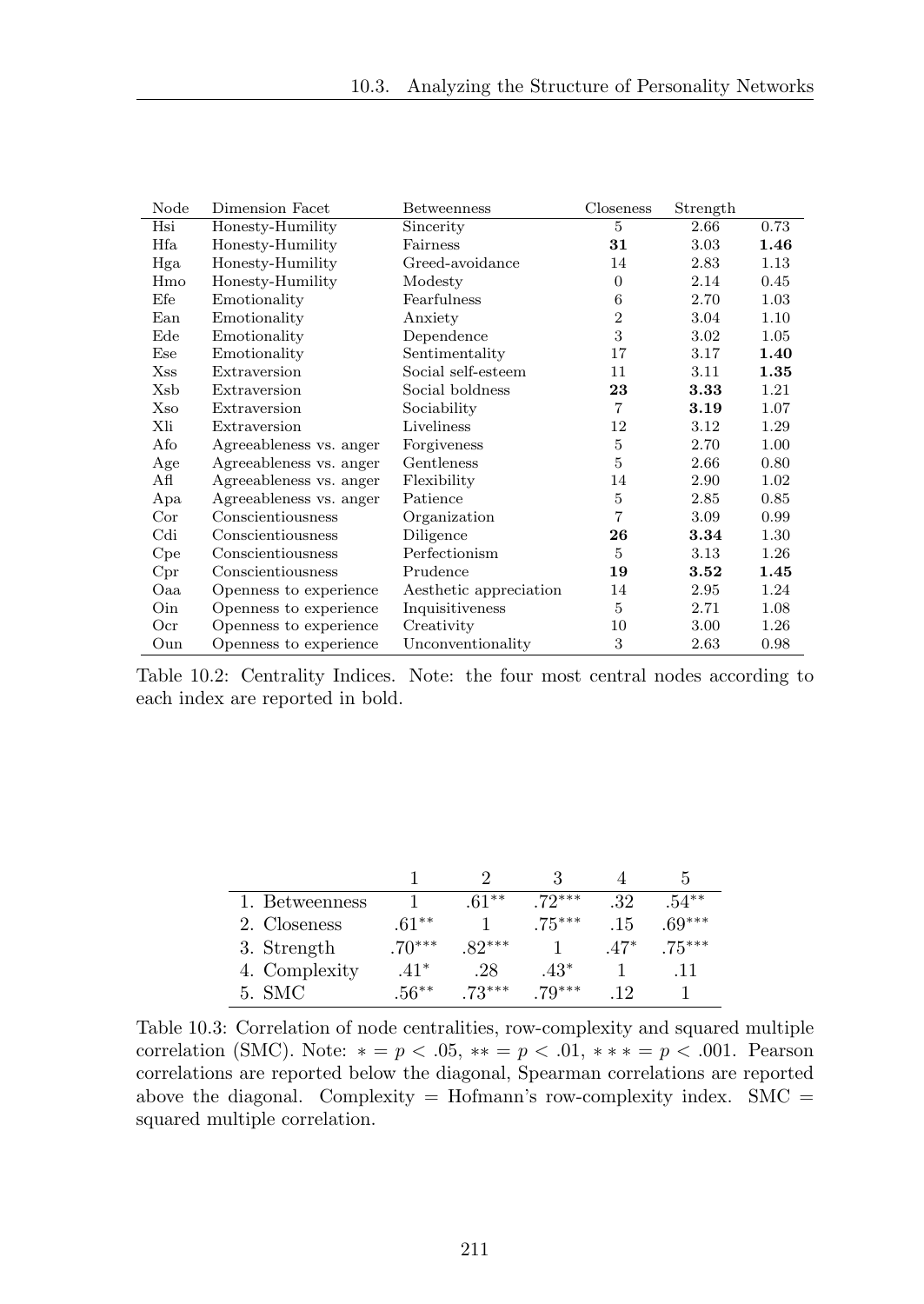| Node | Dimension Facet | Betweenness | Closeness | Strength | |
|---|---|---|---|---|---|
| Hsi | Honesty-Humility | Sincerity | 5 | 2.66 | 0.73 |
| Hfa | Honesty-Humility | Fairness | **31** | 3.03 | **1.46** |
| Hga | Honesty-Humility | Greed-avoidance | 14 | 2.83 | 1.13 |
| Hmo | Honesty-Humility | Modesty | 0 | 2.14 | 0.45 |
| Efe | Emotionality | Fearfulness | 6 | 2.70 | 1.03 |
| Ean | Emotionality | Anxiety | 2 | 3.04 | 1.10 |
| Ede | Emotionality | Dependence | 3 | 3.02 | 1.05 |
| Ese | Emotionality | Sentimentality | 17 | 3.17 | **1.40** |
| Xss | Extraversion | Social self-esteem | 11 | 3.11 | **1.35** |
| Xsb | Extraversion | Social boldness | **23** | **3.33** | 1.21 |
| Xso | Extraversion | Sociability | 7 | **3.19** | 1.07 |
| Xli | Extraversion | Liveliness | 12 | 3.12 | 1.29 |
| Afo | Agreeableness vs. anger | Forgiveness | 5 | 2.70 | 1.00 |
| Age | Agreeableness vs. anger | Gentleness | 5 | 2.66 | 0.80 |
| Afl | Agreeableness vs. anger | Flexibility | 14 | 2.90 | 1.02 |
| Apa | Agreeableness vs. anger | Patience | 5 | 2.85 | 0.85 |
| Cor | Conscientiousness | Organization | 7 | 3.09 | 0.99 |
| Cdi | Conscientiousness | Diligence | **26** | **3.34** | 1.30 |
| Cpe | Conscientiousness | Perfectionism | 5 | 3.13 | 1.26 |
| Cpr | Conscientiousness | Prudence | **19** | **3.52** | **1.45** |
| Oaa | Openness to experience | Aesthetic appreciation | 14 | 2.95 | 1.24 |
| Oin | Openness to experience | Inquisitiveness | 5 | 2.71 | 1.08 |
| Ocr | Openness to experience | Creativity | 10 | 3.00 | 1.26 |
| Oun | Openness to experience | Unconventionality | 3 | 2.63 | 0.98 |

Table 10.2: Centrality Indices. Note: the four most central nodes according to each index are reported in bold.

| | 1 | 2 | 3 | 4 | 5 |
|---|---|---|---|---|---|
| 1. Betweenness | 1 | $.61^{**}$ | $.72^{***}$ | .32 | $.54^{**}$ |
| 2. Closeness | $.61^{**}$ | 1 | $.75^{***}$ | .15 | $.69^{***}$ |
| 3. Strength | $.70^{***}$ | $.82^{***}$ | 1 | $.47^{*}$ | $.75^{***}$ |
| 4. Complexity | $.41^{*}$ | .28 | $.43^{*}$ | 1 | .11 |
| 5. SMC | $.56^{**}$ | $.73^{***}$ | $.79^{***}$ | .12 | 1 |

Table 10.3: Correlation of node centralities, row-complexity and squared multiple correlation (SMC). Note: $* = p < .05$, $** = p < .01$, $*** = p < .001$. Pearson correlations are reported below the diagonal, Spearman correlations are reported above the diagonal. Complexity = Hofmann's row-complexity index. SMC = squared multiple correlation.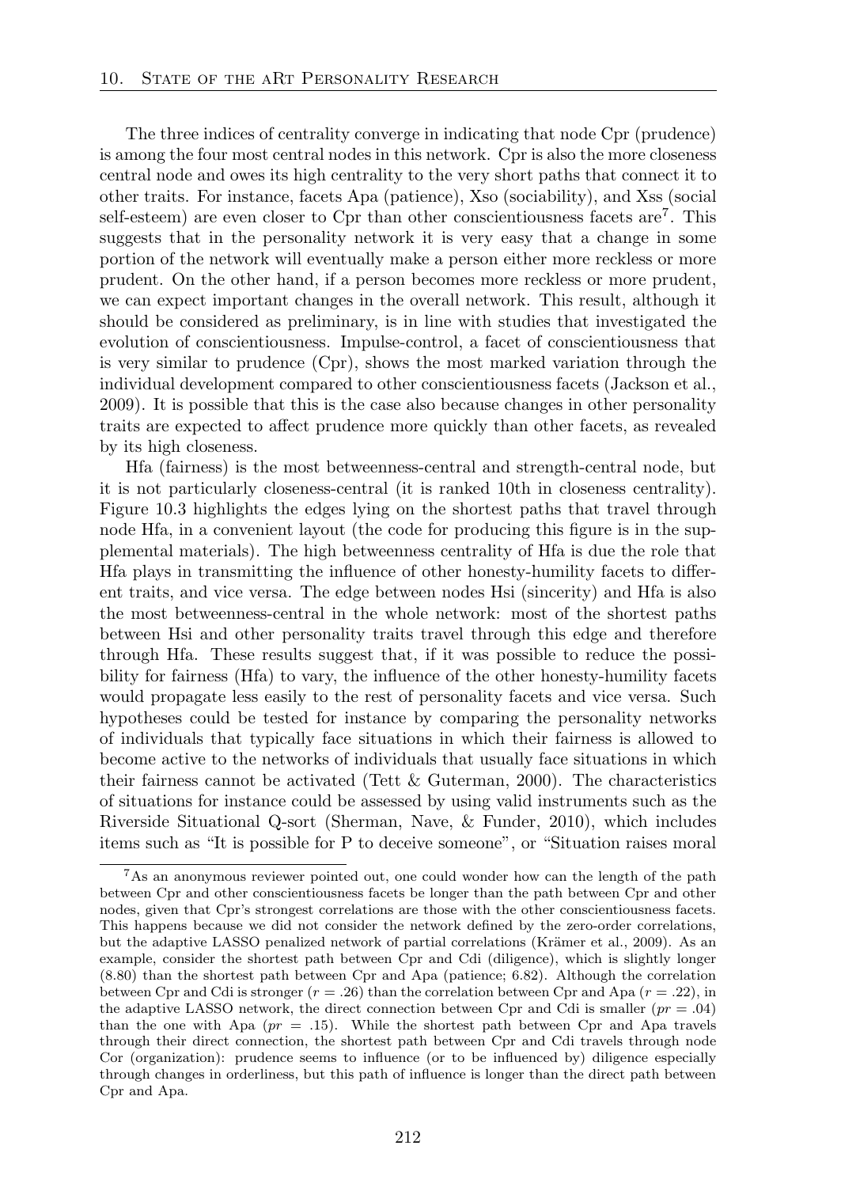The three indices of centrality converge in indicating that node Cpr (prudence) is among the four most central nodes in this network. Cpr is also the more closeness central node and owes its high centrality to the very short paths that connect it to other traits. For instance, facets Apa (patience), Xso (sociability), and Xss (social self-esteem) are even closer to Cpr than other conscientiousness facets are[7]. This suggests that in the personality network it is very easy that a change in some portion of the network will eventually make a person either more reckless or more prudent. On the other hand, if a person becomes more reckless or more prudent, we can expect important changes in the overall network. This result, although it should be considered as preliminary, is in line with studies that investigated the evolution of conscientiousness. Impulse-control, a facet of conscientiousness that is very similar to prudence (Cpr), shows the most marked variation through the individual development compared to other conscientiousness facets (Jackson et al., 2009). It is possible that this is the case also because changes in other personality traits are expected to affect prudence more quickly than other facets, as revealed by its high closeness.

Hfa (fairness) is the most betweenness-central and strength-central node, but it is not particularly closeness-central (it is ranked 10th in closeness centrality). Figure 10.3 highlights the edges lying on the shortest paths that travel through node Hfa, in a convenient layout (the code for producing this figure is in the supplemental materials). The high betweenness centrality of Hfa is due the role that Hfa plays in transmitting the influence of other honesty-humility facets to different traits, and vice versa. The edge between nodes Hsi (sincerity) and Hfa is also the most betweenness-central in the whole network: most of the shortest paths between Hsi and other personality traits travel through this edge and therefore through Hfa. These results suggest that, if it was possible to reduce the possibility for fairness (Hfa) to vary, the influence of the other honesty-humility facets would propagate less easily to the rest of personality facets and vice versa. Such hypotheses could be tested for instance by comparing the personality networks of individuals that typically face situations in which their fairness is allowed to become active to the networks of individuals that usually face situations in which their fairness cannot be activated (Tett & Guterman, 2000). The characteristics of situations for instance could be assessed by using valid instruments such as the Riverside Situational Q-sort (Sherman, Nave, & Funder, 2010), which includes items such as "It is possible for P to deceive someone", or "Situation raises moral

[7] As an anonymous reviewer pointed out, one could wonder how can the length of the path between Cpr and other conscientiousness facets be longer than the path between Cpr and other nodes, given that Cpr's strongest correlations are those with the other conscientiousness facets. This happens because we did not consider the network defined by the zero-order correlations, but the adaptive LASSO penalized network of partial correlations (Krämer et al., 2009). As an example, consider the shortest path between Cpr and Cdi (diligence), which is slightly longer (8.80) than the shortest path between Cpr and Apa (patience; 6.82). Although the correlation between Cpr and Cdi is stronger ($r = .26$) than the correlation between Cpr and Apa ($r = .22$), in the adaptive LASSO network, the direct connection between Cpr and Cdi is smaller ($pr = .04$) than the one with Apa ($pr = .15$). While the shortest path between Cpr and Apa travels through their direct connection, the shortest path between Cpr and Cdi travels through node Cor (organization): prudence seems to influence (or to be influenced by) diligence especially through changes in orderliness, but this path of influence is longer than the direct path between Cpr and Apa.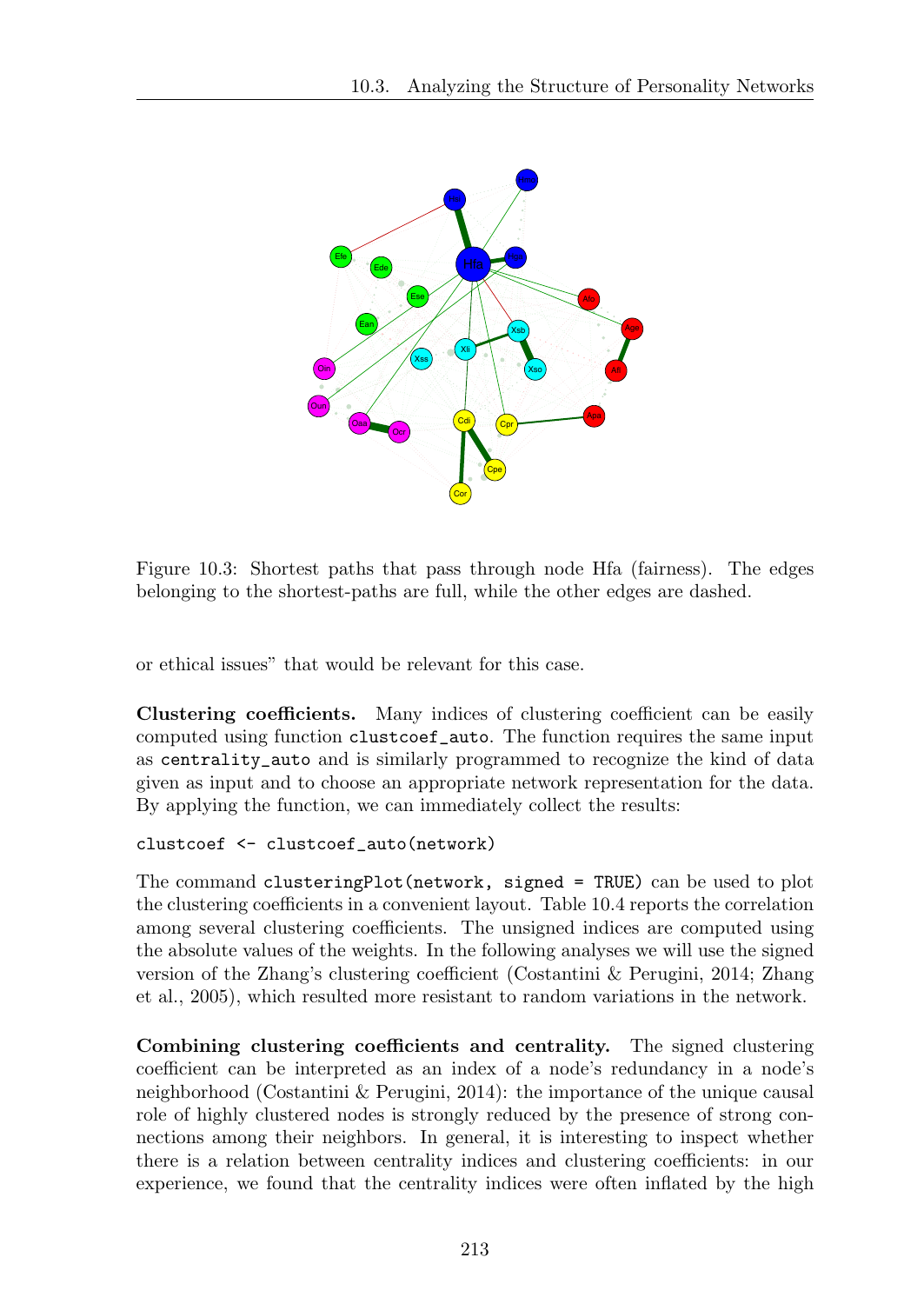Figure 10.3: Shortest paths that pass through node Hfa (fairness). The edges belonging to the shortest-paths are full, while the other edges are dashed.

or ethical issues" that would be relevant for this case.

**Clustering coefficients.** Many indices of clustering coefficient can be easily computed using function `clustcoef_auto`. The function requires the same input as `centrality_auto` and is similarly programmed to recognize the kind of data given as input and to choose an appropriate network representation for the data. By applying the function, we can immediately collect the results:

```
clustcoef <- clustcoef_auto(network)
```

The command `clusteringPlot(network, signed = TRUE)` can be used to plot the clustering coefficients in a convenient layout. Table 10.4 reports the correlation among several clustering coefficients. The unsigned indices are computed using the absolute values of the weights. In the following analyses we will use the signed version of the Zhang's clustering coefficient (Costantini & Perugini, 2014; Zhang et al., 2005), which resulted more resistant to random variations in the network.

**Combining clustering coefficients and centrality.** The signed clustering coefficient can be interpreted as an index of a node's redundancy in a node's neighborhood (Costantini & Perugini, 2014): the importance of the unique causal role of highly clustered nodes is strongly reduced by the presence of strong connections among their neighbors. In general, it is interesting to inspect whether there is a relation between centrality indices and clustering coefficients: in our experience, we found that the centrality indices were often inflated by the high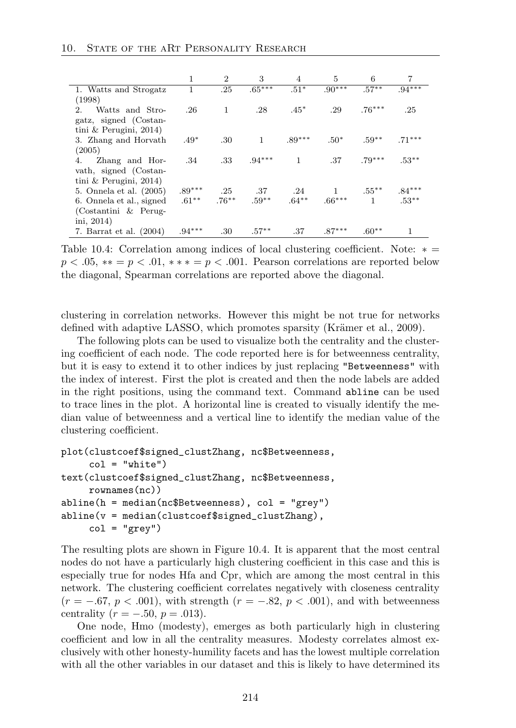|  | 1 | 2 | 3 | 4 | 5 | 6 | 7 |
|---|---|---|---|---|---|---|---|
| 1. Watts and Strogatz (1998) | 1 | .25 | .65*** | .51* | .90*** | .57** | .94*** |
| 2. Watts and Strogatz, signed (Costantini & Perugini, 2014) | .26 | 1 | .28 | .45* | .29 | .76*** | .25 |
| 3. Zhang and Horvath (2005) | .49* | .30 | 1 | .89*** | .50* | .59** | .71*** |
| 4. Zhang and Horvath, signed (Costantini & Perugini, 2014) | .34 | .33 | .94*** | 1 | .37 | .79*** | .53** |
| 5. Onnela et al. (2005) | .89*** | .25 | .37 | .24 | 1 | .55** | .84*** |
| 6. Onnela et al., signed (Costantini & Perugini, 2014) | .61** | .76** | .59** | .64** | .66*** | 1 | .53** |
| 7. Barrat et al. (2004) | .94*** | .30 | .57** | .37 | .87*** | .60** | 1 |

Table 10.4: Correlation among indices of local clustering coefficient. Note: $* = p < .05$, $** = p < .01$, $*** = p < .001$. Pearson correlations are reported below the diagonal, Spearman correlations are reported above the diagonal.

clustering in correlation networks. However this might be not true for networks defined with adaptive LASSO, which promotes sparsity (Krämer et al., 2009).

The following plots can be used to visualize both the centrality and the clustering coefficient of each node. The code reported here is for betweenness centrality, but it is easy to extend it to other indices by just replacing "Betweenness" with the index of interest. First the plot is created and then the node labels are added in the right positions, using the command text. Command `abline` can be used to trace lines in the plot. A horizontal line is created to visually identify the median value of betweenness and a vertical line to identify the median value of the clustering coefficient.

```
plot(clustcoef$signed_clustZhang, nc$Betweenness,
     col = "white")
text(clustcoef$signed_clustZhang, nc$Betweenness,
     rownames(nc))
abline(h = median(nc$Betweenness), col = "grey")
abline(v = median(clustcoef$signed_clustZhang),
     col = "grey")
```

The resulting plots are shown in Figure 10.4. It is apparent that the most central nodes do not have a particularly high clustering coefficient in this case and this is especially true for nodes Hfa and Cpr, which are among the most central in this network. The clustering coefficient correlates negatively with closeness centrality ($r = -.67$, $p < .001$), with strength ($r = -.82$, $p < .001$), and with betweenness centrality ($r = -.50$, $p = .013$).

One node, Hmo (modesty), emerges as both particularly high in clustering coefficient and low in all the centrality measures. Modesty correlates almost exclusively with other honesty-humility facets and has the lowest multiple correlation with all the other variables in our dataset and this is likely to have determined its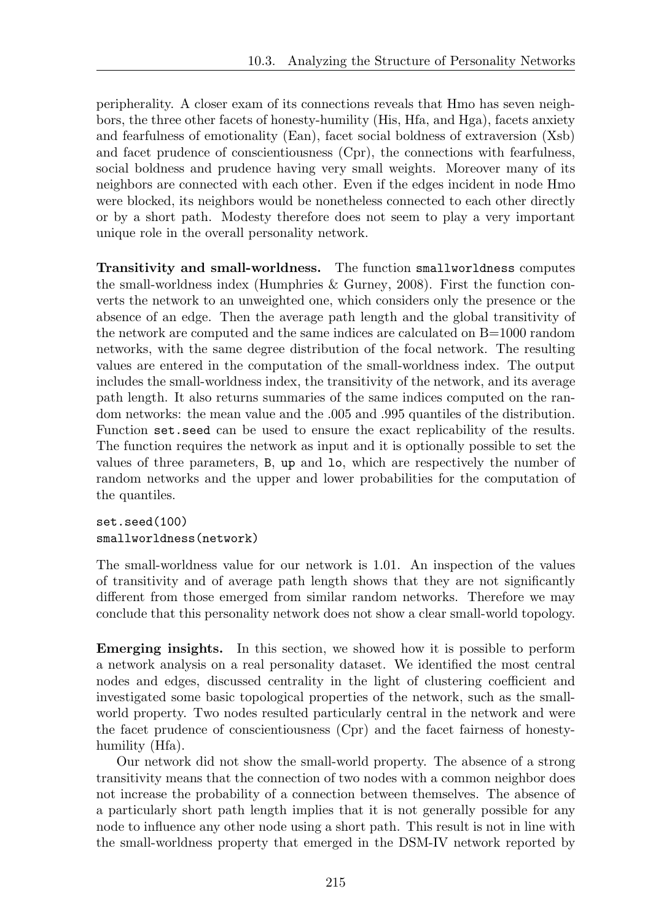peripherality. A closer exam of its connections reveals that Hmo has seven neighbors, the three other facets of honesty-humility (His, Hfa, and Hga), facets anxiety and fearfulness of emotionality (Ean), facet social boldness of extraversion (Xsb) and facet prudence of conscientiousness (Cpr), the connections with fearfulness, social boldness and prudence having very small weights. Moreover many of its neighbors are connected with each other. Even if the edges incident in node Hmo were blocked, its neighbors would be nonetheless connected to each other directly or by a short path. Modesty therefore does not seem to play a very important unique role in the overall personality network.

**Transitivity and small-worldness.** The function `smallworldness` computes the small-worldness index (Humphries & Gurney, 2008). First the function converts the network to an unweighted one, which considers only the presence or the absence of an edge. Then the average path length and the global transitivity of the network are computed and the same indices are calculated on B=1000 random networks, with the same degree distribution of the focal network. The resulting values are entered in the computation of the small-worldness index. The output includes the small-worldness index, the transitivity of the network, and its average path length. It also returns summaries of the same indices computed on the random networks: the mean value and the .005 and .995 quantiles of the distribution. Function `set.seed` can be used to ensure the exact replicability of the results. The function requires the network as input and it is optionally possible to set the values of three parameters, `B`, `up` and `lo`, which are respectively the number of random networks and the upper and lower probabilities for the computation of the quantiles.

```
set.seed(100)
smallworldness(network)
```

The small-worldness value for our network is 1.01. An inspection of the values of transitivity and of average path length shows that they are not significantly different from those emerged from similar random networks. Therefore we may conclude that this personality network does not show a clear small-world topology.

**Emerging insights.** In this section, we showed how it is possible to perform a network analysis on a real personality dataset. We identified the most central nodes and edges, discussed centrality in the light of clustering coefficient and investigated some basic topological properties of the network, such as the small-world property. Two nodes resulted particularly central in the network and were the facet prudence of conscientiousness (Cpr) and the facet fairness of honesty-humility (Hfa).

Our network did not show the small-world property. The absence of a strong transitivity means that the connection of two nodes with a common neighbor does not increase the probability of a connection between themselves. The absence of a particularly short path length implies that it is not generally possible for any node to influence any other node using a short path. This result is not in line with the small-worldness property that emerged in the DSM-IV network reported by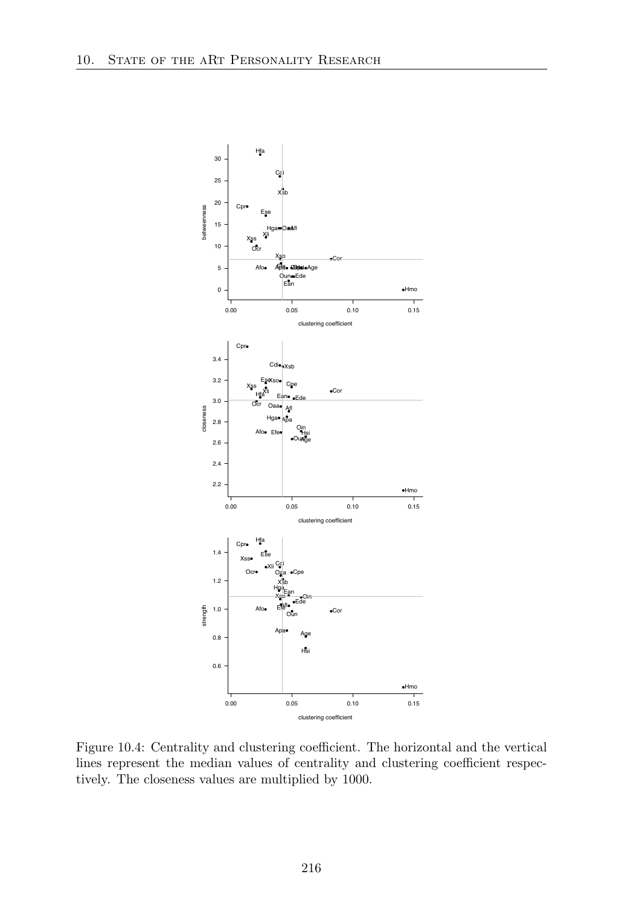Figure 10.4: Centrality and clustering coefficient. The horizontal and the vertical lines represent the median values of centrality and clustering coefficient respectively. The closeness values are multiplied by 1000.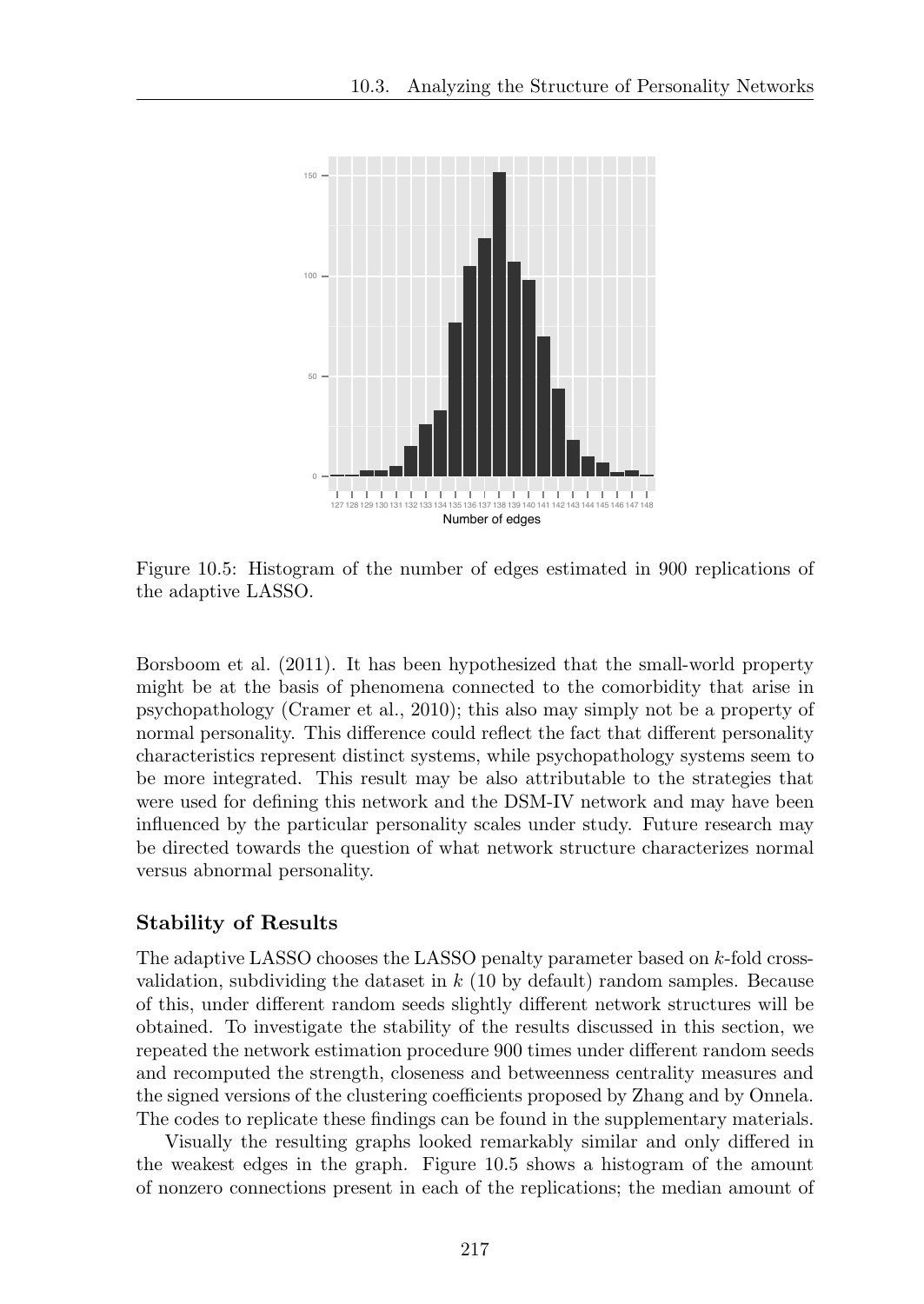Figure 10.5: Histogram of the number of edges estimated in 900 replications of the adaptive LASSO.

Borsboom et al. (2011). It has been hypothesized that the small-world property might be at the basis of phenomena connected to the comorbidity that arise in psychopathology (Cramer et al., 2010); this also may simply not be a property of normal personality. This difference could reflect the fact that different personality characteristics represent distinct systems, while psychopathology systems seem to be more integrated. This result may be also attributable to the strategies that were used for defining this network and the DSM-IV network and may have been influenced by the particular personality scales under study. Future research may be directed towards the question of what network structure characterizes normal versus abnormal personality.

### Stability of Results

The adaptive LASSO chooses the LASSO penalty parameter based on $k$-fold cross-validation, subdividing the dataset in $k$ (10 by default) random samples. Because of this, under different random seeds slightly different network structures will be obtained. To investigate the stability of the results discussed in this section, we repeated the network estimation procedure 900 times under different random seeds and recomputed the strength, closeness and betweenness centrality measures and the signed versions of the clustering coefficients proposed by Zhang and by Onnela. The codes to replicate these findings can be found in the supplementary materials.

Visually the resulting graphs looked remarkably similar and only differed in the weakest edges in the graph. Figure 10.5 shows a histogram of the amount of nonzero connections present in each of the replications; the median amount of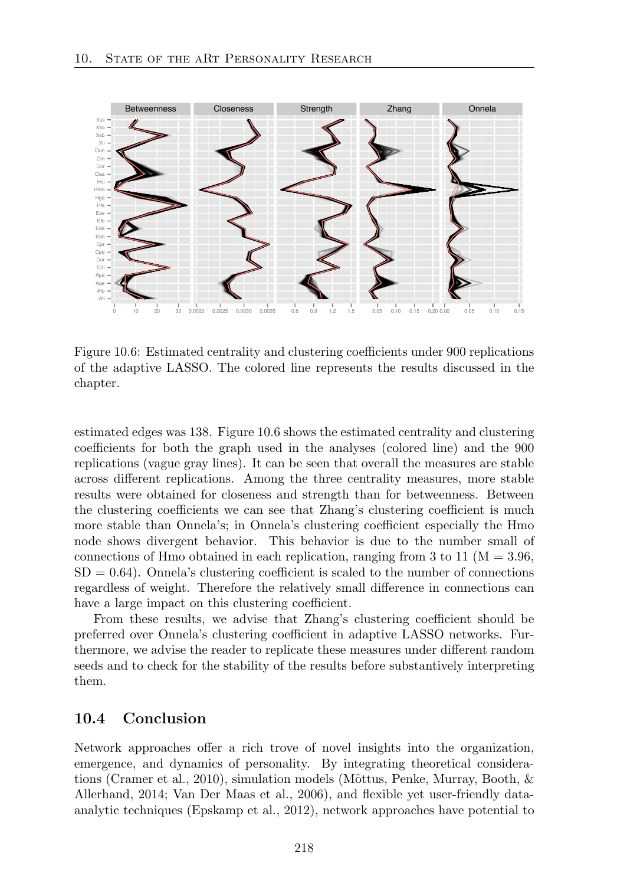Figure 10.6: Estimated centrality and clustering coefficients under 900 replications of the adaptive LASSO. The colored line represents the results discussed in the chapter.

estimated edges was 138. Figure 10.6 shows the estimated centrality and clustering coefficients for both the graph used in the analyses (colored line) and the 900 replications (vague gray lines). It can be seen that overall the measures are stable across different replications. Among the three centrality measures, more stable results were obtained for closeness and strength than for betweenness. Between the clustering coefficients we can see that Zhang's clustering coefficient is much more stable than Onnela's; in Onnela's clustering coefficient especially the Hmo node shows divergent behavior. This behavior is due to the number small of connections of Hmo obtained in each replication, ranging from 3 to 11 (M = 3.96, SD = 0.64). Onnela's clustering coefficient is scaled to the number of connections regardless of weight. Therefore the relatively small difference in connections can have a large impact on this clustering coefficient.

From these results, we advise that Zhang's clustering coefficient should be preferred over Onnela's clustering coefficient in adaptive LASSO networks. Furthermore, we advise the reader to replicate these measures under different random seeds and to check for the stability of the results before substantively interpreting them.

## 10.4 Conclusion

Network approaches offer a rich trove of novel insights into the organization, emergence, and dynamics of personality. By integrating theoretical considerations (Cramer et al., 2010), simulation models (Mõttus, Penke, Murray, Booth, & Allerhand, 2014; Van Der Maas et al., 2006), and flexible yet user-friendly data-analytic techniques (Epskamp et al., 2012), network approaches have potential to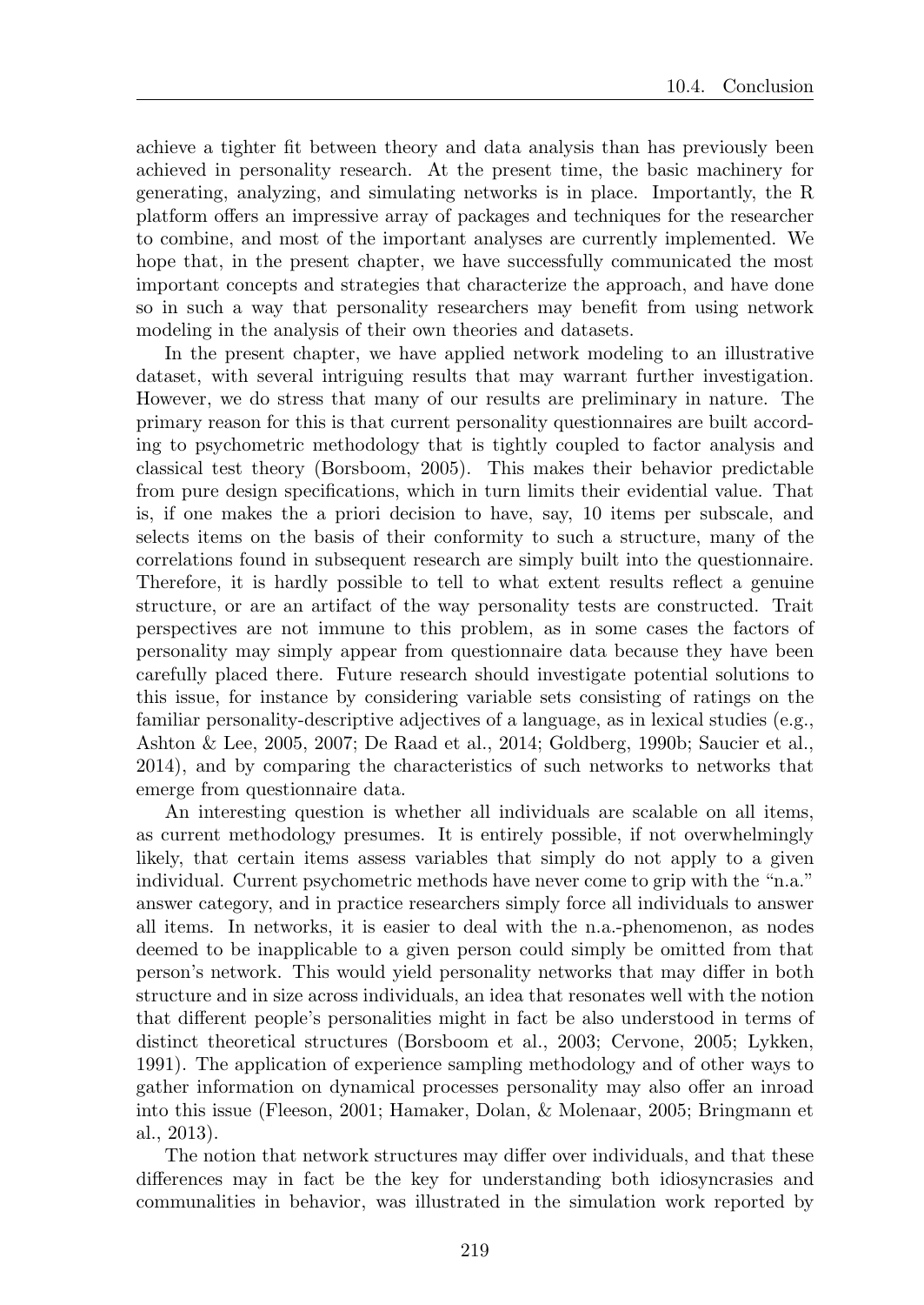achieve a tighter fit between theory and data analysis than has previously been achieved in personality research. At the present time, the basic machinery for generating, analyzing, and simulating networks is in place. Importantly, the R platform offers an impressive array of packages and techniques for the researcher to combine, and most of the important analyses are currently implemented. We hope that, in the present chapter, we have successfully communicated the most important concepts and strategies that characterize the approach, and have done so in such a way that personality researchers may benefit from using network modeling in the analysis of their own theories and datasets.

In the present chapter, we have applied network modeling to an illustrative dataset, with several intriguing results that may warrant further investigation. However, we do stress that many of our results are preliminary in nature. The primary reason for this is that current personality questionnaires are built according to psychometric methodology that is tightly coupled to factor analysis and classical test theory (Borsboom, 2005). This makes their behavior predictable from pure design specifications, which in turn limits their evidential value. That is, if one makes the a priori decision to have, say, 10 items per subscale, and selects items on the basis of their conformity to such a structure, many of the correlations found in subsequent research are simply built into the questionnaire. Therefore, it is hardly possible to tell to what extent results reflect a genuine structure, or are an artifact of the way personality tests are constructed. Trait perspectives are not immune to this problem, as in some cases the factors of personality may simply appear from questionnaire data because they have been carefully placed there. Future research should investigate potential solutions to this issue, for instance by considering variable sets consisting of ratings on the familiar personality-descriptive adjectives of a language, as in lexical studies (e.g., Ashton & Lee, 2005, 2007; De Raad et al., 2014; Goldberg, 1990b; Saucier et al., 2014), and by comparing the characteristics of such networks to networks that emerge from questionnaire data.

An interesting question is whether all individuals are scalable on all items, as current methodology presumes. It is entirely possible, if not overwhelmingly likely, that certain items assess variables that simply do not apply to a given individual. Current psychometric methods have never come to grip with the "n.a." answer category, and in practice researchers simply force all individuals to answer all items. In networks, it is easier to deal with the n.a.-phenomenon, as nodes deemed to be inapplicable to a given person could simply be omitted from that person's network. This would yield personality networks that may differ in both structure and in size across individuals, an idea that resonates well with the notion that different people's personalities might in fact be also understood in terms of distinct theoretical structures (Borsboom et al., 2003; Cervone, 2005; Lykken, 1991). The application of experience sampling methodology and of other ways to gather information on dynamical processes personality may also offer an inroad into this issue (Fleeson, 2001; Hamaker, Dolan, & Molenaar, 2005; Bringmann et al., 2013).

The notion that network structures may differ over individuals, and that these differences may in fact be the key for understanding both idiosyncrasies and communalities in behavior, was illustrated in the simulation work reported by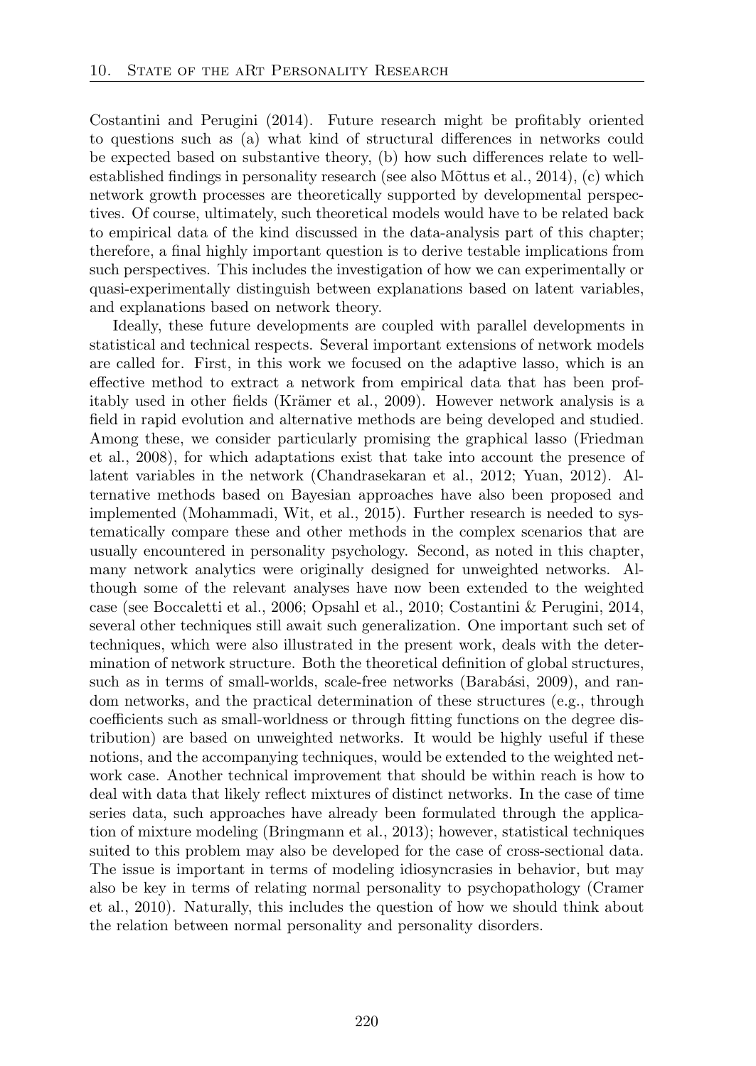Costantini and Perugini (2014). Future research might be profitably oriented to questions such as (a) what kind of structural differences in networks could be expected based on substantive theory, (b) how such differences relate to well-established findings in personality research (see also Mõttus et al., 2014), (c) which network growth processes are theoretically supported by developmental perspectives. Of course, ultimately, such theoretical models would have to be related back to empirical data of the kind discussed in the data-analysis part of this chapter; therefore, a final highly important question is to derive testable implications from such perspectives. This includes the investigation of how we can experimentally or quasi-experimentally distinguish between explanations based on latent variables, and explanations based on network theory.

Ideally, these future developments are coupled with parallel developments in statistical and technical respects. Several important extensions of network models are called for. First, in this work we focused on the adaptive lasso, which is an effective method to extract a network from empirical data that has been profitably used in other fields (Krämer et al., 2009). However network analysis is a field in rapid evolution and alternative methods are being developed and studied. Among these, we consider particularly promising the graphical lasso (Friedman et al., 2008), for which adaptations exist that take into account the presence of latent variables in the network (Chandrasekaran et al., 2012; Yuan, 2012). Alternative methods based on Bayesian approaches have also been proposed and implemented (Mohammadi, Wit, et al., 2015). Further research is needed to systematically compare these and other methods in the complex scenarios that are usually encountered in personality psychology. Second, as noted in this chapter, many network analytics were originally designed for unweighted networks. Although some of the relevant analyses have now been extended to the weighted case (see Boccaletti et al., 2006; Opsahl et al., 2010; Costantini & Perugini, 2014, several other techniques still await such generalization. One important such set of techniques, which were also illustrated in the present work, deals with the determination of network structure. Both the theoretical definition of global structures, such as in terms of small-worlds, scale-free networks (Barabási, 2009), and random networks, and the practical determination of these structures (e.g., through coefficients such as small-worldness or through fitting functions on the degree distribution) are based on unweighted networks. It would be highly useful if these notions, and the accompanying techniques, would be extended to the weighted network case. Another technical improvement that should be within reach is how to deal with data that likely reflect mixtures of distinct networks. In the case of time series data, such approaches have already been formulated through the application of mixture modeling (Bringmann et al., 2013); however, statistical techniques suited to this problem may also be developed for the case of cross-sectional data. The issue is important in terms of modeling idiosyncrasies in behavior, but may also be key in terms of relating normal personality to psychopathology (Cramer et al., 2010). Naturally, this includes the question of how we should think about the relation between normal personality and personality disorders.